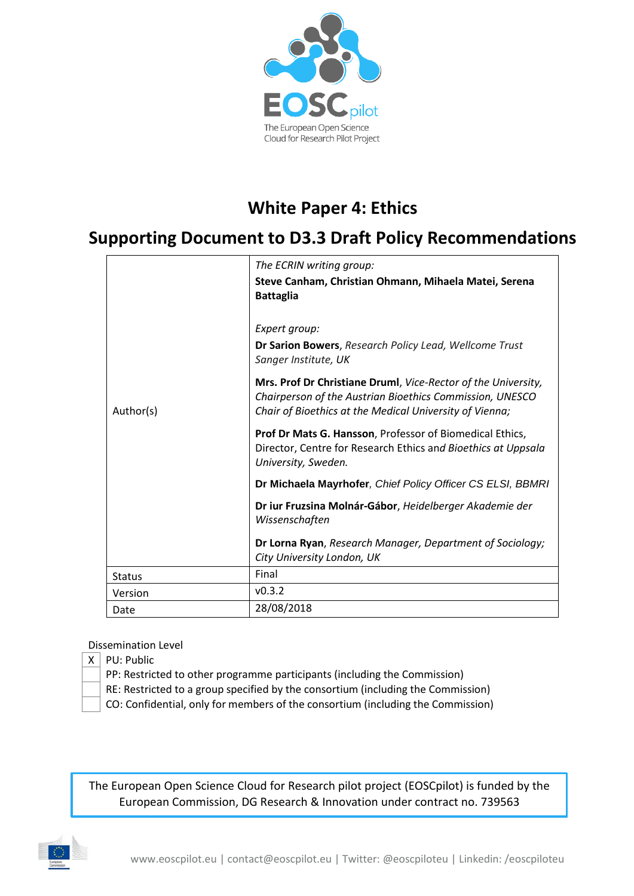EOSCpilot

The European Open Science Cloud for Research Pilot Project

# White Paper 4: Ethics

## Supporting Document to D3.3 Draft Policy Recommendations

| | |
|---|---|
| Author(s) | *The ECRIN writing group:*<br>**Steve Canham, Christian Ohmann, Mihaela Matei, Serena Battaglia**<br><br>*Expert group:*<br>**Dr Sarion Bowers**, *Research Policy Lead, Wellcome Trust Sanger Institute, UK*<br><br>**Mrs. Prof Dr Christiane Druml**, *Vice-Rector of the University, Chairperson of the Austrian Bioethics Commission, UNESCO Chair of Bioethics at the Medical University of Vienna;*<br><br>**Prof Dr Mats G. Hansson**, Professor of Biomedical Ethics, Director, Centre for Research Ethics and *Bioethics at Uppsala University, Sweden.*<br><br>**Dr Michaela Mayrhofer**, *Chief Policy Officer CS ELSI, BBMRI*<br><br>**Dr iur Fruzsina Molnár-Gábor**, *Heidelberger Akademie der Wissenschaften*<br><br>**Dr Lorna Ryan**, *Research Manager, Department of Sociology; City University London, UK* |
| Status | Final |
| Version | v0.3.2 |
| Date | 28/08/2018 |

Dissemination Level

| | |
|---|---|
| X | PU: Public |
| | PP: Restricted to other programme participants (including the Commission) |
| | RE: Restricted to a group specified by the consortium (including the Commission) |
| | CO: Confidential, only for members of the consortium (including the Commission) |

The European Open Science Cloud for Research pilot project (EOSCpilot) is funded by the European Commission, DG Research & Innovation under contract no. 739563

www.eoscpilot.eu | contact@eoscpilot.eu | Twitter: @eoscpiloteu | Linkedin: /eoscpiloteu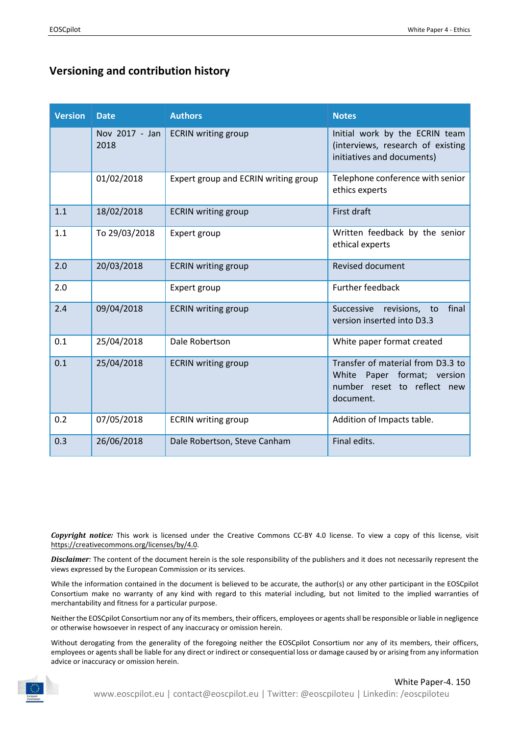## Versioning and contribution history

| Version | Date | Authors | Notes |
|---|---|---|---|
| | Nov 2017 - Jan 2018 | ECRIN writing group | Initial work by the ECRIN team (interviews, research of existing initiatives and documents) |
| | 01/02/2018 | Expert group and ECRIN writing group | Telephone conference with senior ethics experts |
| 1.1 | 18/02/2018 | ECRIN writing group | First draft |
| 1.1 | To 29/03/2018 | Expert group | Written feedback by the senior ethical experts |
| 2.0 | 20/03/2018 | ECRIN writing group | Revised document |
| 2.0 | | Expert group | Further feedback |
| 2.4 | 09/04/2018 | ECRIN writing group | Successive revisions, to final version inserted into D3.3 |
| 0.1 | 25/04/2018 | Dale Robertson | White paper format created |
| 0.1 | 25/04/2018 | ECRIN writing group | Transfer of material from D3.3 to White Paper format; version number reset to reflect new document. |
| 0.2 | 07/05/2018 | ECRIN writing group | Addition of Impacts table. |
| 0.3 | 26/06/2018 | Dale Robertson, Steve Canham | Final edits. |

***Copyright notice:*** This work is licensed under the Creative Commons CC-BY 4.0 license. To view a copy of this license, visit https://creativecommons.org/licenses/by/4.0.

***Disclaimer:*** The content of the document herein is the sole responsibility of the publishers and it does not necessarily represent the views expressed by the European Commission or its services.

While the information contained in the document is believed to be accurate, the author(s) or any other participant in the EOSCpilot Consortium make no warranty of any kind with regard to this material including, but not limited to the implied warranties of merchantability and fitness for a particular purpose.

Neither the EOSCpilot Consortium nor any of its members, their officers, employees or agents shall be responsible or liable in negligence or otherwise howsoever in respect of any inaccuracy or omission herein.

Without derogating from the generality of the foregoing neither the EOSCpilot Consortium nor any of its members, their officers, employees or agents shall be liable for any direct or indirect or consequential loss or damage caused by or arising from any information advice or inaccuracy or omission herein.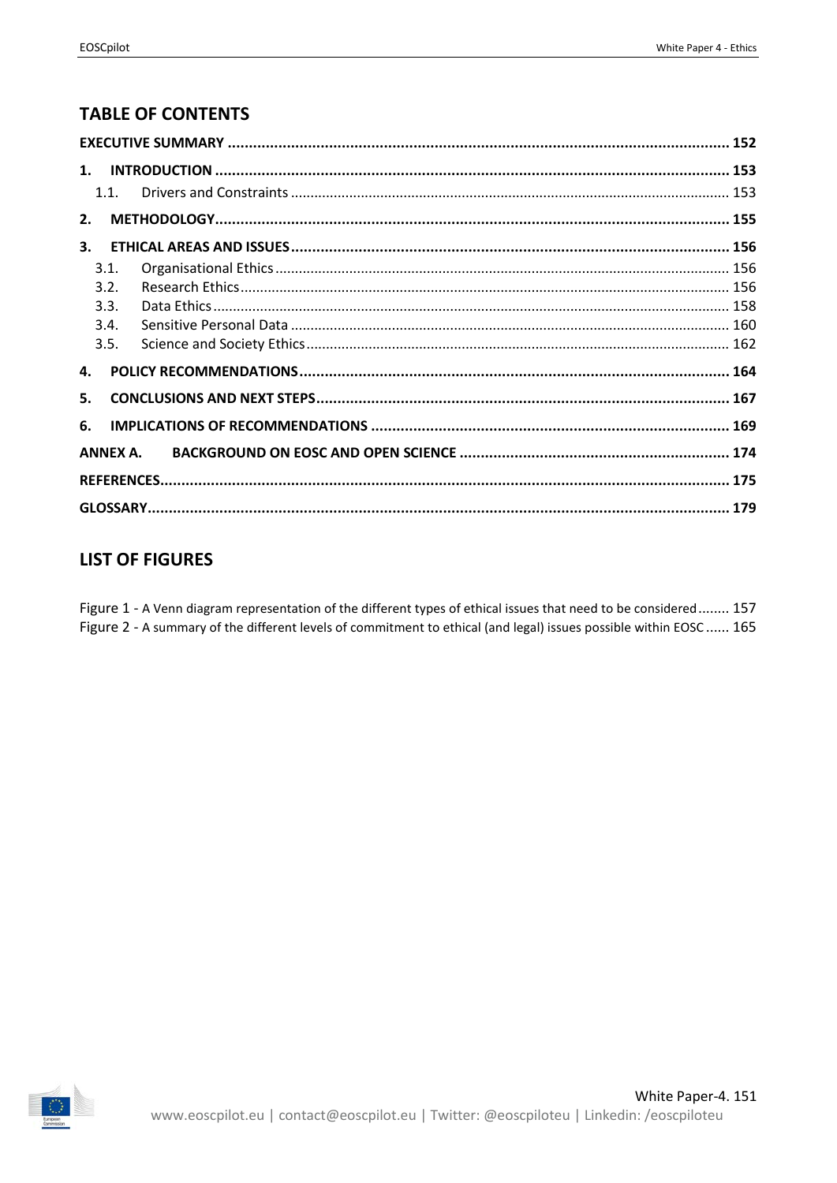## TABLE OF CONTENTS

| | |
|---|---|
| **EXECUTIVE SUMMARY** | **152** |
| **1. INTRODUCTION** | **153** |
| 1.1. Drivers and Constraints | 153 |
| **2. METHODOLOGY** | **155** |
| **3. ETHICAL AREAS AND ISSUES** | **156** |
| 3.1. Organisational Ethics | 156 |
| 3.2. Research Ethics | 156 |
| 3.3. Data Ethics | 158 |
| 3.4. Sensitive Personal Data | 160 |
| 3.5. Science and Society Ethics | 162 |
| **4. POLICY RECOMMENDATIONS** | **164** |
| **5. CONCLUSIONS AND NEXT STEPS** | **167** |
| **6. IMPLICATIONS OF RECOMMENDATIONS** | **169** |
| **ANNEX A. BACKGROUND ON EOSC AND OPEN SCIENCE** | **174** |
| **REFERENCES** | **175** |
| **GLOSSARY** | **179** |

## LIST OF FIGURES

Figure 1 - A Venn diagram representation of the different types of ethical issues that need to be considered ........ 157

Figure 2 - A summary of the different levels of commitment to ethical (and legal) issues possible within EOSC ...... 165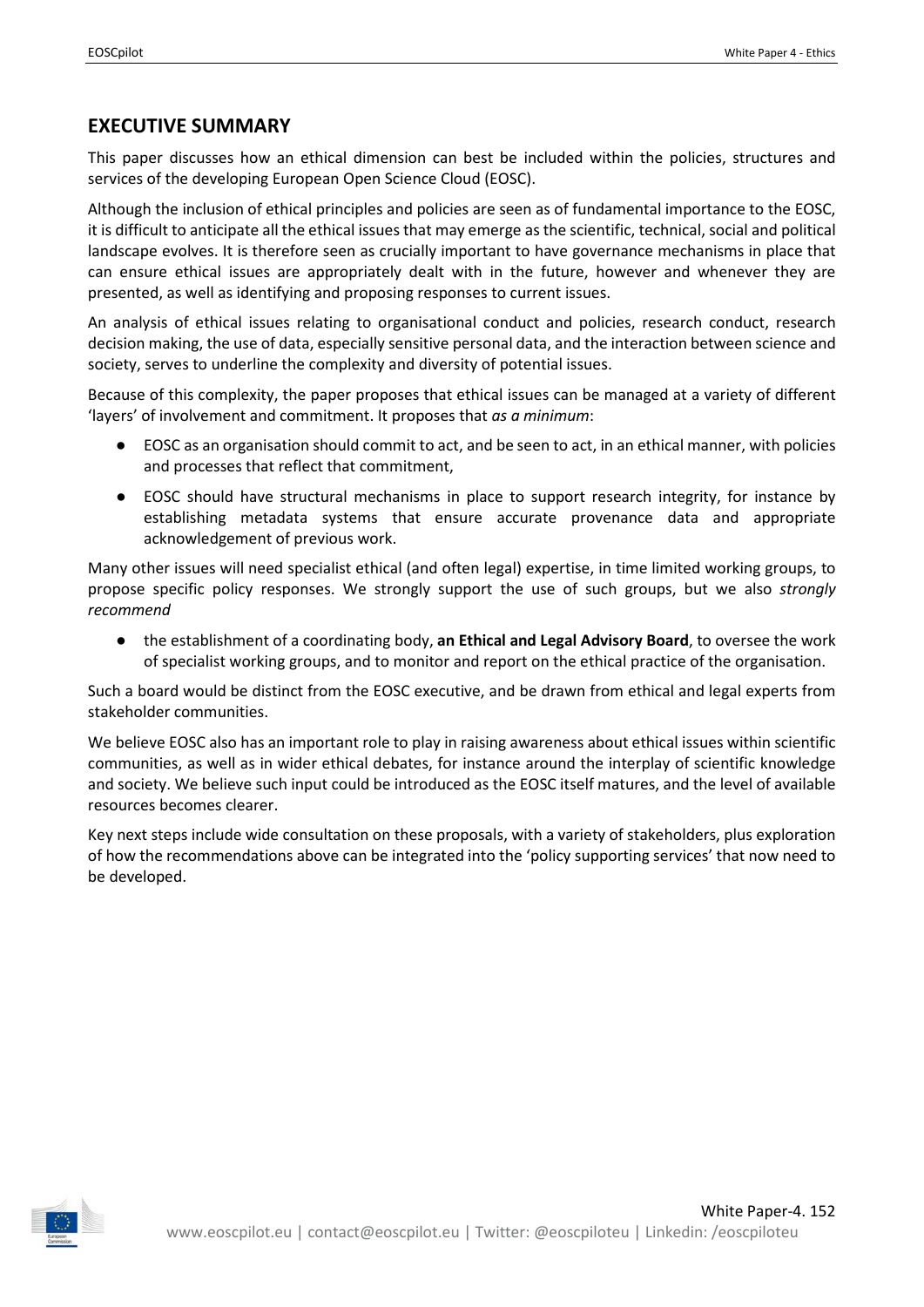## EXECUTIVE SUMMARY

This paper discusses how an ethical dimension can best be included within the policies, structures and services of the developing European Open Science Cloud (EOSC).

Although the inclusion of ethical principles and policies are seen as of fundamental importance to the EOSC, it is difficult to anticipate all the ethical issues that may emerge as the scientific, technical, social and political landscape evolves. It is therefore seen as crucially important to have governance mechanisms in place that can ensure ethical issues are appropriately dealt with in the future, however and whenever they are presented, as well as identifying and proposing responses to current issues.

An analysis of ethical issues relating to organisational conduct and policies, research conduct, research decision making, the use of data, especially sensitive personal data, and the interaction between science and society, serves to underline the complexity and diversity of potential issues.

Because of this complexity, the paper proposes that ethical issues can be managed at a variety of different 'layers' of involvement and commitment. It proposes that *as a minimum*:

- EOSC as an organisation should commit to act, and be seen to act, in an ethical manner, with policies and processes that reflect that commitment,
- EOSC should have structural mechanisms in place to support research integrity, for instance by establishing metadata systems that ensure accurate provenance data and appropriate acknowledgement of previous work.

Many other issues will need specialist ethical (and often legal) expertise, in time limited working groups, to propose specific policy responses. We strongly support the use of such groups, but we also *strongly recommend*

- the establishment of a coordinating body, **an Ethical and Legal Advisory Board**, to oversee the work of specialist working groups, and to monitor and report on the ethical practice of the organisation.

Such a board would be distinct from the EOSC executive, and be drawn from ethical and legal experts from stakeholder communities.

We believe EOSC also has an important role to play in raising awareness about ethical issues within scientific communities, as well as in wider ethical debates, for instance around the interplay of scientific knowledge and society. We believe such input could be introduced as the EOSC itself matures, and the level of available resources becomes clearer.

Key next steps include wide consultation on these proposals, with a variety of stakeholders, plus exploration of how the recommendations above can be integrated into the 'policy supporting services' that now need to be developed.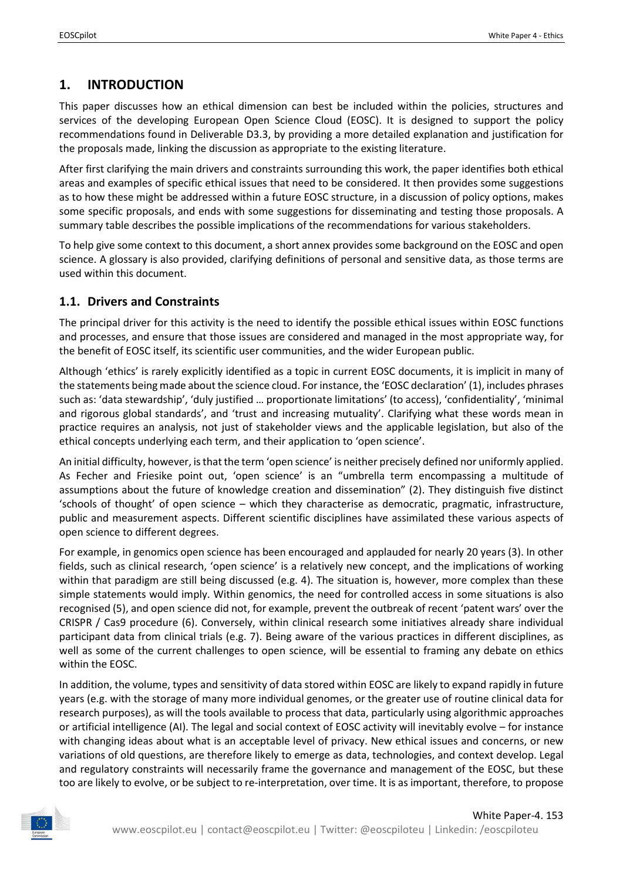## 1. INTRODUCTION

This paper discusses how an ethical dimension can best be included within the policies, structures and services of the developing European Open Science Cloud (EOSC). It is designed to support the policy recommendations found in Deliverable D3.3, by providing a more detailed explanation and justification for the proposals made, linking the discussion as appropriate to the existing literature.

After first clarifying the main drivers and constraints surrounding this work, the paper identifies both ethical areas and examples of specific ethical issues that need to be considered. It then provides some suggestions as to how these might be addressed within a future EOSC structure, in a discussion of policy options, makes some specific proposals, and ends with some suggestions for disseminating and testing those proposals. A summary table describes the possible implications of the recommendations for various stakeholders.

To help give some context to this document, a short annex provides some background on the EOSC and open science. A glossary is also provided, clarifying definitions of personal and sensitive data, as those terms are used within this document.

### 1.1. Drivers and Constraints

The principal driver for this activity is the need to identify the possible ethical issues within EOSC functions and processes, and ensure that those issues are considered and managed in the most appropriate way, for the benefit of EOSC itself, its scientific user communities, and the wider European public.

Although 'ethics' is rarely explicitly identified as a topic in current EOSC documents, it is implicit in many of the statements being made about the science cloud. For instance, the 'EOSC declaration' (1), includes phrases such as: 'data stewardship', 'duly justified … proportionate limitations' (to access), 'confidentiality', 'minimal and rigorous global standards', and 'trust and increasing mutuality'. Clarifying what these words mean in practice requires an analysis, not just of stakeholder views and the applicable legislation, but also of the ethical concepts underlying each term, and their application to 'open science'.

An initial difficulty, however, is that the term 'open science' is neither precisely defined nor uniformly applied. As Fecher and Friesike point out, 'open science' is an "umbrella term encompassing a multitude of assumptions about the future of knowledge creation and dissemination" (2). They distinguish five distinct 'schools of thought' of open science – which they characterise as democratic, pragmatic, infrastructure, public and measurement aspects. Different scientific disciplines have assimilated these various aspects of open science to different degrees.

For example, in genomics open science has been encouraged and applauded for nearly 20 years (3). In other fields, such as clinical research, 'open science' is a relatively new concept, and the implications of working within that paradigm are still being discussed (e.g. 4). The situation is, however, more complex than these simple statements would imply. Within genomics, the need for controlled access in some situations is also recognised (5), and open science did not, for example, prevent the outbreak of recent 'patent wars' over the CRISPR / Cas9 procedure (6). Conversely, within clinical research some initiatives already share individual participant data from clinical trials (e.g. 7). Being aware of the various practices in different disciplines, as well as some of the current challenges to open science, will be essential to framing any debate on ethics within the EOSC.

In addition, the volume, types and sensitivity of data stored within EOSC are likely to expand rapidly in future years (e.g. with the storage of many more individual genomes, or the greater use of routine clinical data for research purposes), as will the tools available to process that data, particularly using algorithmic approaches or artificial intelligence (AI). The legal and social context of EOSC activity will inevitably evolve – for instance with changing ideas about what is an acceptable level of privacy. New ethical issues and concerns, or new variations of old questions, are therefore likely to emerge as data, technologies, and context develop. Legal and regulatory constraints will necessarily frame the governance and management of the EOSC, but these too are likely to evolve, or be subject to re-interpretation, over time. It is as important, therefore, to propose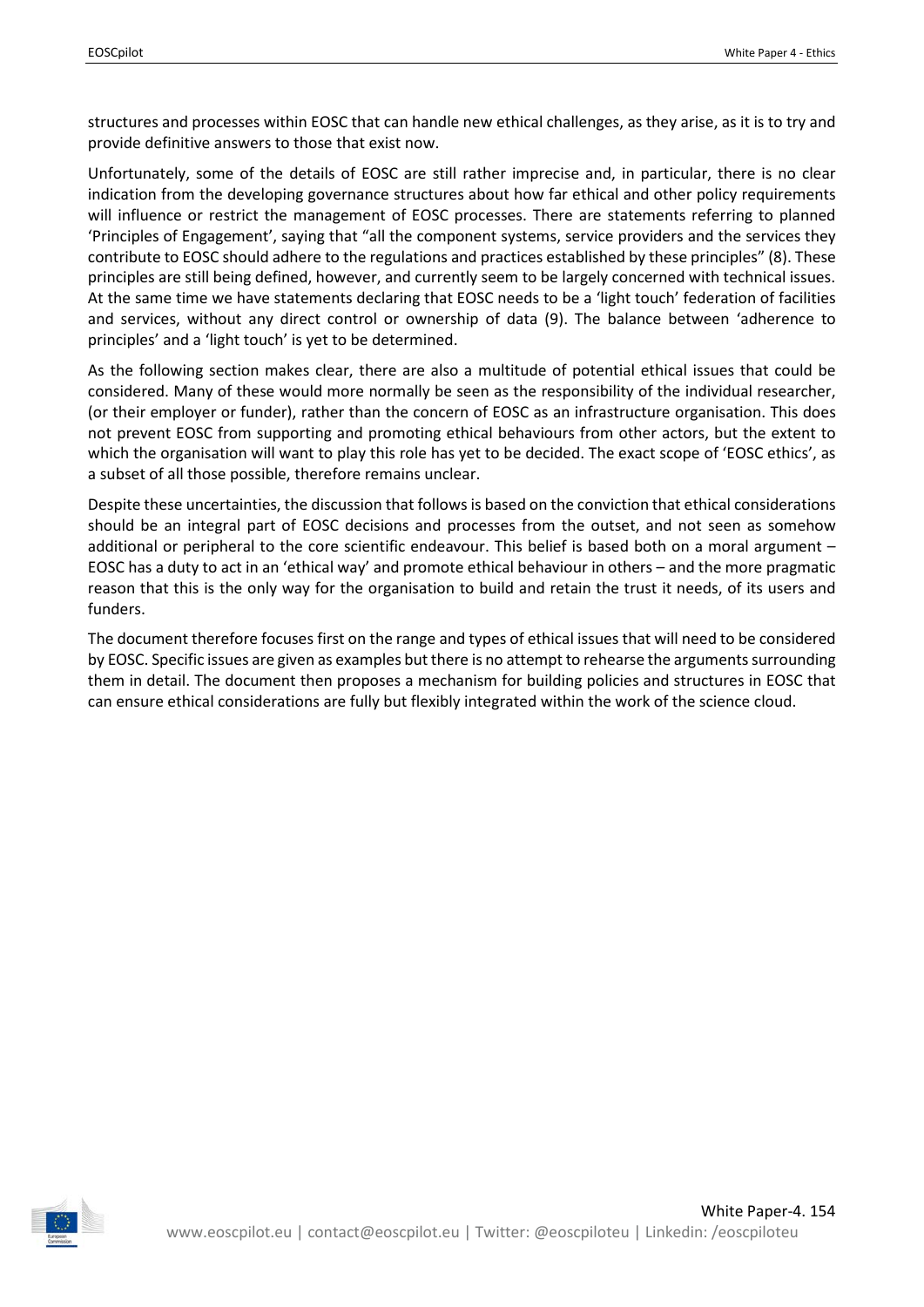structures and processes within EOSC that can handle new ethical challenges, as they arise, as it is to try and provide definitive answers to those that exist now.

Unfortunately, some of the details of EOSC are still rather imprecise and, in particular, there is no clear indication from the developing governance structures about how far ethical and other policy requirements will influence or restrict the management of EOSC processes. There are statements referring to planned 'Principles of Engagement', saying that "all the component systems, service providers and the services they contribute to EOSC should adhere to the regulations and practices established by these principles" (8). These principles are still being defined, however, and currently seem to be largely concerned with technical issues. At the same time we have statements declaring that EOSC needs to be a 'light touch' federation of facilities and services, without any direct control or ownership of data (9). The balance between 'adherence to principles' and a 'light touch' is yet to be determined.

As the following section makes clear, there are also a multitude of potential ethical issues that could be considered. Many of these would more normally be seen as the responsibility of the individual researcher, (or their employer or funder), rather than the concern of EOSC as an infrastructure organisation. This does not prevent EOSC from supporting and promoting ethical behaviours from other actors, but the extent to which the organisation will want to play this role has yet to be decided. The exact scope of 'EOSC ethics', as a subset of all those possible, therefore remains unclear.

Despite these uncertainties, the discussion that follows is based on the conviction that ethical considerations should be an integral part of EOSC decisions and processes from the outset, and not seen as somehow additional or peripheral to the core scientific endeavour. This belief is based both on a moral argument – EOSC has a duty to act in an 'ethical way' and promote ethical behaviour in others – and the more pragmatic reason that this is the only way for the organisation to build and retain the trust it needs, of its users and funders.

The document therefore focuses first on the range and types of ethical issues that will need to be considered by EOSC. Specific issues are given as examples but there is no attempt to rehearse the arguments surrounding them in detail. The document then proposes a mechanism for building policies and structures in EOSC that can ensure ethical considerations are fully but flexibly integrated within the work of the science cloud.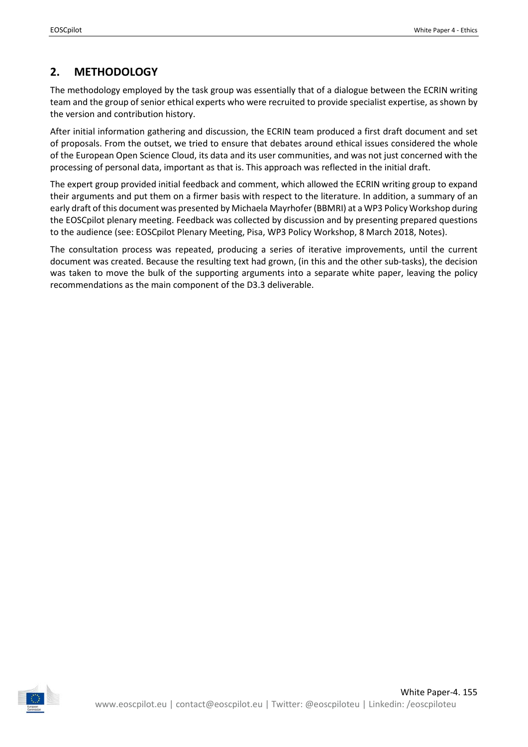## 2. METHODOLOGY

The methodology employed by the task group was essentially that of a dialogue between the ECRIN writing team and the group of senior ethical experts who were recruited to provide specialist expertise, as shown by the version and contribution history.

After initial information gathering and discussion, the ECRIN team produced a first draft document and set of proposals. From the outset, we tried to ensure that debates around ethical issues considered the whole of the European Open Science Cloud, its data and its user communities, and was not just concerned with the processing of personal data, important as that is. This approach was reflected in the initial draft.

The expert group provided initial feedback and comment, which allowed the ECRIN writing group to expand their arguments and put them on a firmer basis with respect to the literature. In addition, a summary of an early draft of this document was presented by Michaela Mayrhofer (BBMRI) at a WP3 Policy Workshop during the EOSCpilot plenary meeting. Feedback was collected by discussion and by presenting prepared questions to the audience (see: EOSCpilot Plenary Meeting, Pisa, WP3 Policy Workshop, 8 March 2018, Notes).

The consultation process was repeated, producing a series of iterative improvements, until the current document was created. Because the resulting text had grown, (in this and the other sub-tasks), the decision was taken to move the bulk of the supporting arguments into a separate white paper, leaving the policy recommendations as the main component of the D3.3 deliverable.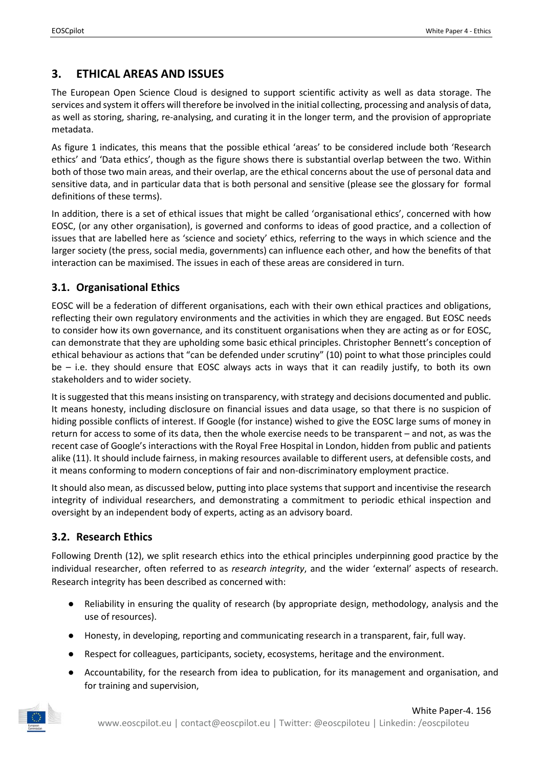## 3. ETHICAL AREAS AND ISSUES

The European Open Science Cloud is designed to support scientific activity as well as data storage. The services and system it offers will therefore be involved in the initial collecting, processing and analysis of data, as well as storing, sharing, re-analysing, and curating it in the longer term, and the provision of appropriate metadata.

As figure 1 indicates, this means that the possible ethical 'areas' to be considered include both 'Research ethics' and 'Data ethics', though as the figure shows there is substantial overlap between the two. Within both of those two main areas, and their overlap, are the ethical concerns about the use of personal data and sensitive data, and in particular data that is both personal and sensitive (please see the glossary for formal definitions of these terms).

In addition, there is a set of ethical issues that might be called 'organisational ethics', concerned with how EOSC, (or any other organisation), is governed and conforms to ideas of good practice, and a collection of issues that are labelled here as 'science and society' ethics, referring to the ways in which science and the larger society (the press, social media, governments) can influence each other, and how the benefits of that interaction can be maximised. The issues in each of these areas are considered in turn.

### 3.1. Organisational Ethics

EOSC will be a federation of different organisations, each with their own ethical practices and obligations, reflecting their own regulatory environments and the activities in which they are engaged. But EOSC needs to consider how its own governance, and its constituent organisations when they are acting as or for EOSC, can demonstrate that they are upholding some basic ethical principles. Christopher Bennett's conception of ethical behaviour as actions that "can be defended under scrutiny" (10) point to what those principles could be – i.e. they should ensure that EOSC always acts in ways that it can readily justify, to both its own stakeholders and to wider society.

It is suggested that this means insisting on transparency, with strategy and decisions documented and public. It means honesty, including disclosure on financial issues and data usage, so that there is no suspicion of hiding possible conflicts of interest. If Google (for instance) wished to give the EOSC large sums of money in return for access to some of its data, then the whole exercise needs to be transparent – and not, as was the recent case of Google's interactions with the Royal Free Hospital in London, hidden from public and patients alike (11). It should include fairness, in making resources available to different users, at defensible costs, and it means conforming to modern conceptions of fair and non-discriminatory employment practice.

It should also mean, as discussed below, putting into place systems that support and incentivise the research integrity of individual researchers, and demonstrating a commitment to periodic ethical inspection and oversight by an independent body of experts, acting as an advisory board.

### 3.2. Research Ethics

Following Drenth (12), we split research ethics into the ethical principles underpinning good practice by the individual researcher, often referred to as *research integrity*, and the wider 'external' aspects of research. Research integrity has been described as concerned with:

- Reliability in ensuring the quality of research (by appropriate design, methodology, analysis and the use of resources).
- Honesty, in developing, reporting and communicating research in a transparent, fair, full way.
- Respect for colleagues, participants, society, ecosystems, heritage and the environment.
- Accountability, for the research from idea to publication, for its management and organisation, and for training and supervision,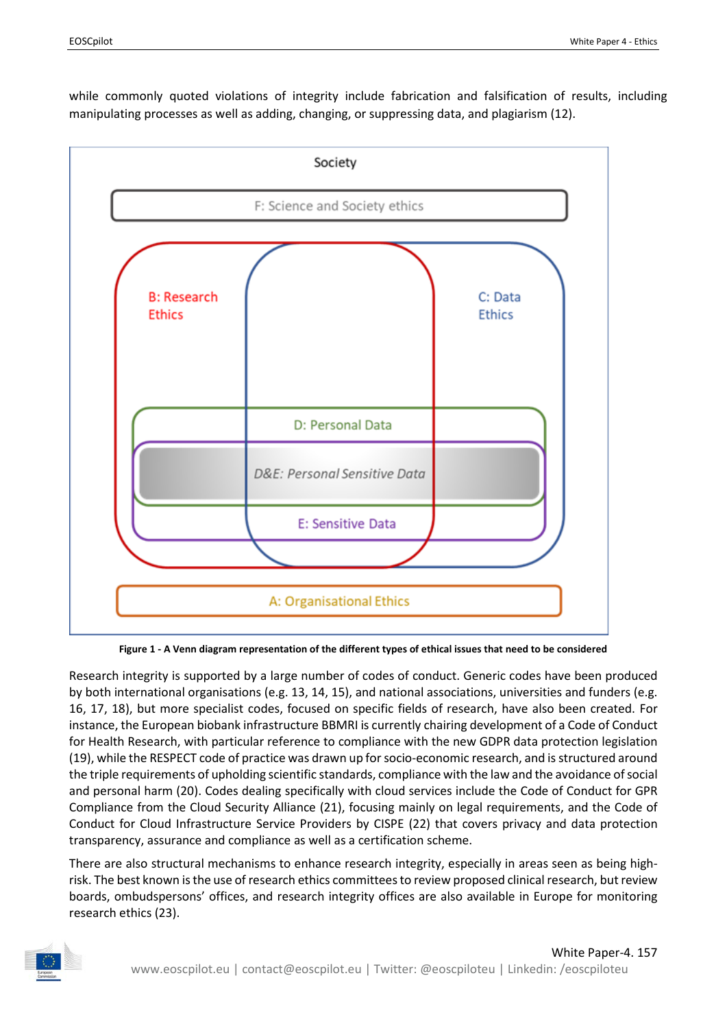while commonly quoted violations of integrity include fabrication and falsification of results, including manipulating processes as well as adding, changing, or suppressing data, and plagiarism (12).

Society

F: Science and Society ethics

B: Research Ethics

C: Data Ethics

D: Personal Data

*D&E: Personal Sensitive Data*

E: Sensitive Data

A: Organisational Ethics

**Figure 1 - A Venn diagram representation of the different types of ethical issues that need to be considered**

Research integrity is supported by a large number of codes of conduct. Generic codes have been produced by both international organisations (e.g. 13, 14, 15), and national associations, universities and funders (e.g. 16, 17, 18), but more specialist codes, focused on specific fields of research, have also been created. For instance, the European biobank infrastructure BBMRI is currently chairing development of a Code of Conduct for Health Research, with particular reference to compliance with the new GDPR data protection legislation (19), while the RESPECT code of practice was drawn up for socio-economic research, and is structured around the triple requirements of upholding scientific standards, compliance with the law and the avoidance of social and personal harm (20). Codes dealing specifically with cloud services include the Code of Conduct for GPR Compliance from the Cloud Security Alliance (21), focusing mainly on legal requirements, and the Code of Conduct for Cloud Infrastructure Service Providers by CISPE (22) that covers privacy and data protection transparency, assurance and compliance as well as a certification scheme.

There are also structural mechanisms to enhance research integrity, especially in areas seen as being high-risk. The best known is the use of research ethics committees to review proposed clinical research, but review boards, ombudspersons' offices, and research integrity offices are also available in Europe for monitoring research ethics (23).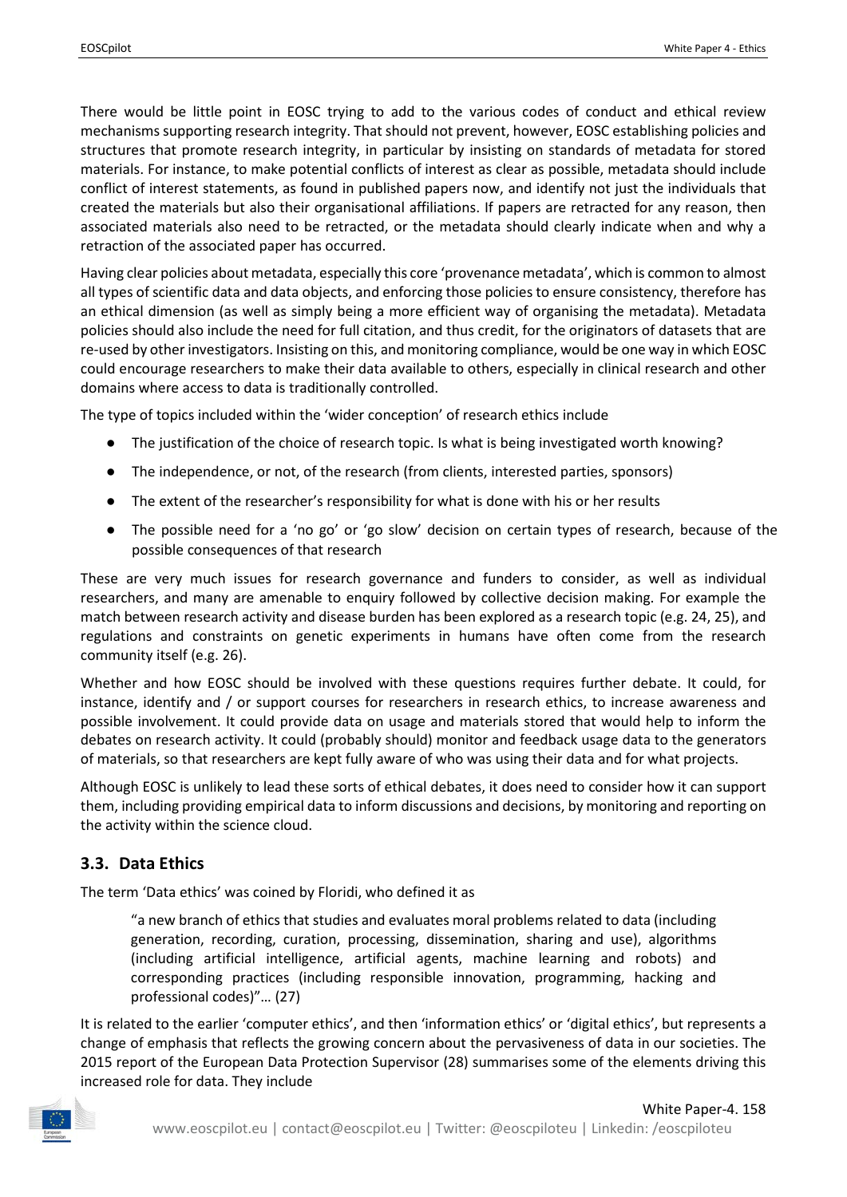There would be little point in EOSC trying to add to the various codes of conduct and ethical review mechanisms supporting research integrity. That should not prevent, however, EOSC establishing policies and structures that promote research integrity, in particular by insisting on standards of metadata for stored materials. For instance, to make potential conflicts of interest as clear as possible, metadata should include conflict of interest statements, as found in published papers now, and identify not just the individuals that created the materials but also their organisational affiliations. If papers are retracted for any reason, then associated materials also need to be retracted, or the metadata should clearly indicate when and why a retraction of the associated paper has occurred.

Having clear policies about metadata, especially this core 'provenance metadata', which is common to almost all types of scientific data and data objects, and enforcing those policies to ensure consistency, therefore has an ethical dimension (as well as simply being a more efficient way of organising the metadata). Metadata policies should also include the need for full citation, and thus credit, for the originators of datasets that are re-used by other investigators. Insisting on this, and monitoring compliance, would be one way in which EOSC could encourage researchers to make their data available to others, especially in clinical research and other domains where access to data is traditionally controlled.

The type of topics included within the 'wider conception' of research ethics include

- The justification of the choice of research topic. Is what is being investigated worth knowing?
- The independence, or not, of the research (from clients, interested parties, sponsors)
- The extent of the researcher's responsibility for what is done with his or her results
- The possible need for a 'no go' or 'go slow' decision on certain types of research, because of the possible consequences of that research

These are very much issues for research governance and funders to consider, as well as individual researchers, and many are amenable to enquiry followed by collective decision making. For example the match between research activity and disease burden has been explored as a research topic (e.g. 24, 25), and regulations and constraints on genetic experiments in humans have often come from the research community itself (e.g. 26).

Whether and how EOSC should be involved with these questions requires further debate. It could, for instance, identify and / or support courses for researchers in research ethics, to increase awareness and possible involvement. It could provide data on usage and materials stored that would help to inform the debates on research activity. It could (probably should) monitor and feedback usage data to the generators of materials, so that researchers are kept fully aware of who was using their data and for what projects.

Although EOSC is unlikely to lead these sorts of ethical debates, it does need to consider how it can support them, including providing empirical data to inform discussions and decisions, by monitoring and reporting on the activity within the science cloud.

### 3.3. Data Ethics

The term 'Data ethics' was coined by Floridi, who defined it as

> "a new branch of ethics that studies and evaluates moral problems related to data (including generation, recording, curation, processing, dissemination, sharing and use), algorithms (including artificial intelligence, artificial agents, machine learning and robots) and corresponding practices (including responsible innovation, programming, hacking and professional codes)"… (27)

It is related to the earlier 'computer ethics', and then 'information ethics' or 'digital ethics', but represents a change of emphasis that reflects the growing concern about the pervasiveness of data in our societies. The 2015 report of the European Data Protection Supervisor (28) summarises some of the elements driving this increased role for data. They include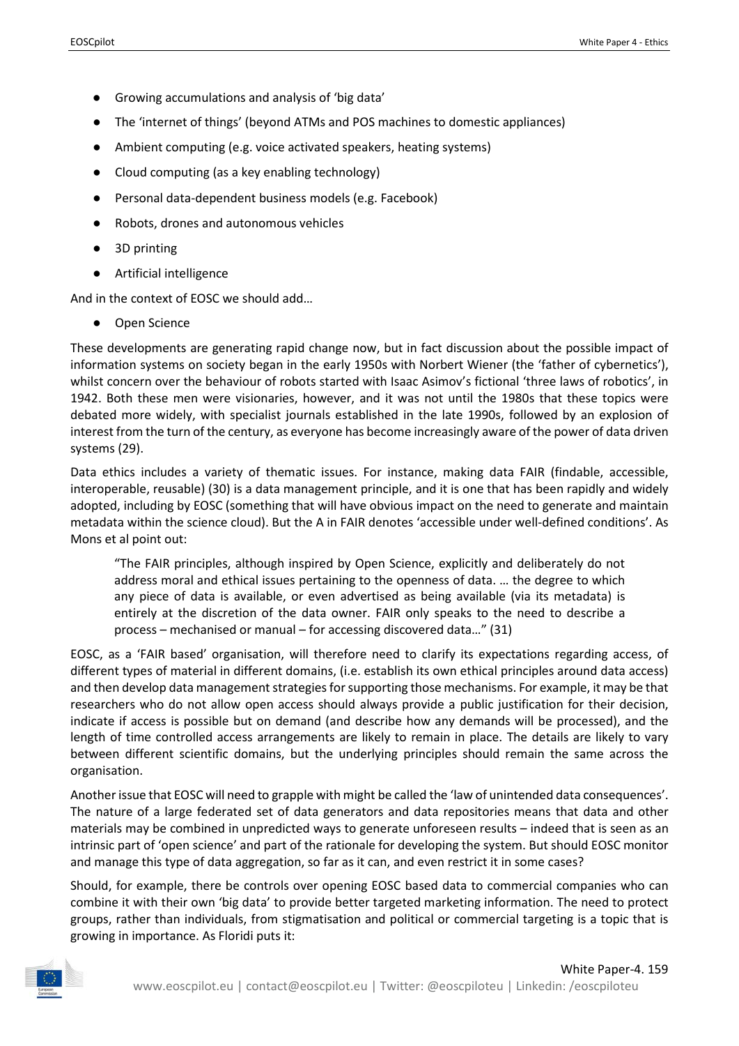- Growing accumulations and analysis of 'big data'
- The 'internet of things' (beyond ATMs and POS machines to domestic appliances)
- Ambient computing (e.g. voice activated speakers, heating systems)
- Cloud computing (as a key enabling technology)
- Personal data-dependent business models (e.g. Facebook)
- Robots, drones and autonomous vehicles
- 3D printing
- Artificial intelligence

And in the context of EOSC we should add…

- Open Science

These developments are generating rapid change now, but in fact discussion about the possible impact of information systems on society began in the early 1950s with Norbert Wiener (the 'father of cybernetics'), whilst concern over the behaviour of robots started with Isaac Asimov's fictional 'three laws of robotics', in 1942. Both these men were visionaries, however, and it was not until the 1980s that these topics were debated more widely, with specialist journals established in the late 1990s, followed by an explosion of interest from the turn of the century, as everyone has become increasingly aware of the power of data driven systems (29).

Data ethics includes a variety of thematic issues. For instance, making data FAIR (findable, accessible, interoperable, reusable) (30) is a data management principle, and it is one that has been rapidly and widely adopted, including by EOSC (something that will have obvious impact on the need to generate and maintain metadata within the science cloud). But the A in FAIR denotes 'accessible under well-defined conditions'. As Mons et al point out:

> "The FAIR principles, although inspired by Open Science, explicitly and deliberately do not address moral and ethical issues pertaining to the openness of data. … the degree to which any piece of data is available, or even advertised as being available (via its metadata) is entirely at the discretion of the data owner. FAIR only speaks to the need to describe a process – mechanised or manual – for accessing discovered data…" (31)

EOSC, as a 'FAIR based' organisation, will therefore need to clarify its expectations regarding access, of different types of material in different domains, (i.e. establish its own ethical principles around data access) and then develop data management strategies for supporting those mechanisms. For example, it may be that researchers who do not allow open access should always provide a public justification for their decision, indicate if access is possible but on demand (and describe how any demands will be processed), and the length of time controlled access arrangements are likely to remain in place. The details are likely to vary between different scientific domains, but the underlying principles should remain the same across the organisation.

Another issue that EOSC will need to grapple with might be called the 'law of unintended data consequences'. The nature of a large federated set of data generators and data repositories means that data and other materials may be combined in unpredicted ways to generate unforeseen results – indeed that is seen as an intrinsic part of 'open science' and part of the rationale for developing the system. But should EOSC monitor and manage this type of data aggregation, so far as it can, and even restrict it in some cases?

Should, for example, there be controls over opening EOSC based data to commercial companies who can combine it with their own 'big data' to provide better targeted marketing information. The need to protect groups, rather than individuals, from stigmatisation and political or commercial targeting is a topic that is growing in importance. As Floridi puts it: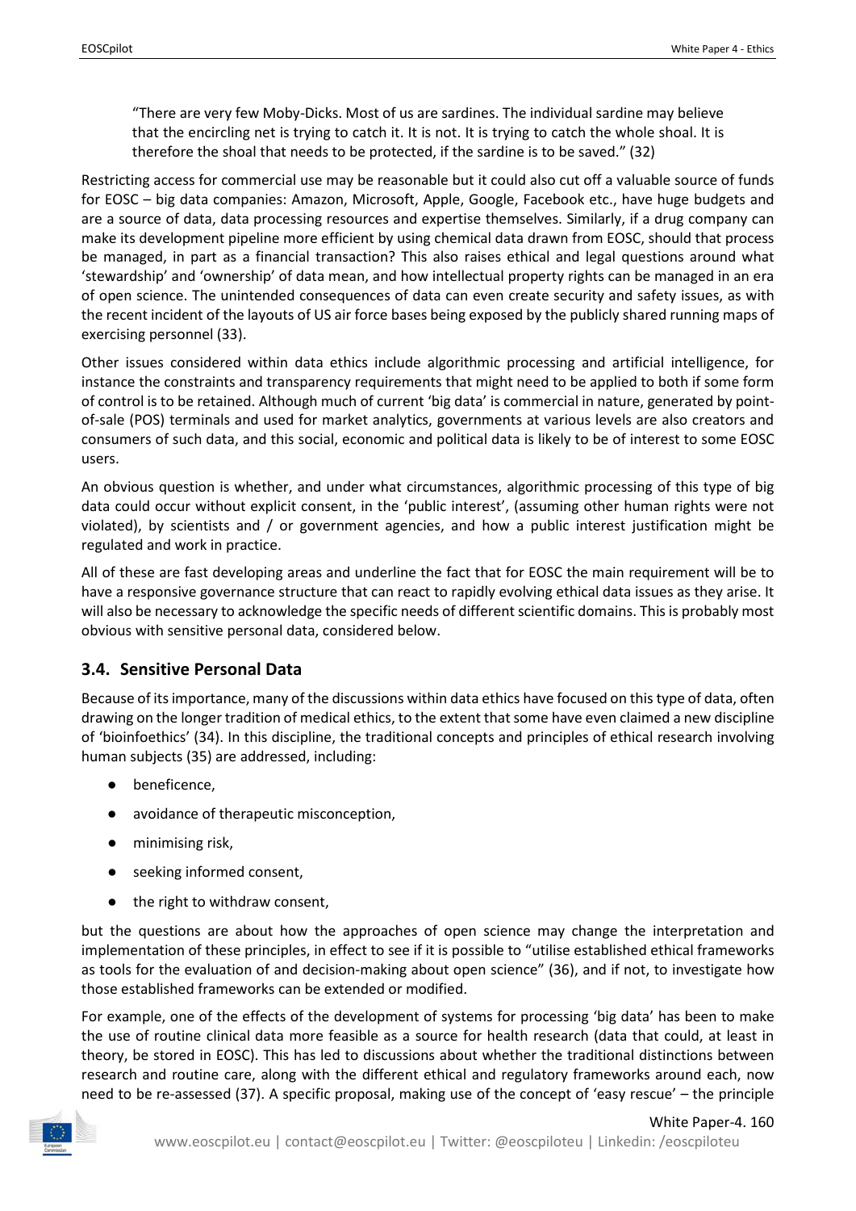> "There are very few Moby-Dicks. Most of us are sardines. The individual sardine may believe that the encircling net is trying to catch it. It is not. It is trying to catch the whole shoal. It is therefore the shoal that needs to be protected, if the sardine is to be saved." (32)

Restricting access for commercial use may be reasonable but it could also cut off a valuable source of funds for EOSC – big data companies: Amazon, Microsoft, Apple, Google, Facebook etc., have huge budgets and are a source of data, data processing resources and expertise themselves. Similarly, if a drug company can make its development pipeline more efficient by using chemical data drawn from EOSC, should that process be managed, in part as a financial transaction? This also raises ethical and legal questions around what 'stewardship' and 'ownership' of data mean, and how intellectual property rights can be managed in an era of open science. The unintended consequences of data can even create security and safety issues, as with the recent incident of the layouts of US air force bases being exposed by the publicly shared running maps of exercising personnel (33).

Other issues considered within data ethics include algorithmic processing and artificial intelligence, for instance the constraints and transparency requirements that might need to be applied to both if some form of control is to be retained. Although much of current 'big data' is commercial in nature, generated by point-of-sale (POS) terminals and used for market analytics, governments at various levels are also creators and consumers of such data, and this social, economic and political data is likely to be of interest to some EOSC users.

An obvious question is whether, and under what circumstances, algorithmic processing of this type of big data could occur without explicit consent, in the 'public interest', (assuming other human rights were not violated), by scientists and / or government agencies, and how a public interest justification might be regulated and work in practice.

All of these are fast developing areas and underline the fact that for EOSC the main requirement will be to have a responsive governance structure that can react to rapidly evolving ethical data issues as they arise. It will also be necessary to acknowledge the specific needs of different scientific domains. This is probably most obvious with sensitive personal data, considered below.

### 3.4. Sensitive Personal Data

Because of its importance, many of the discussions within data ethics have focused on this type of data, often drawing on the longer tradition of medical ethics, to the extent that some have even claimed a new discipline of 'bioinfoethics' (34). In this discipline, the traditional concepts and principles of ethical research involving human subjects (35) are addressed, including:

- beneficence,
- avoidance of therapeutic misconception,
- minimising risk,
- seeking informed consent,
- the right to withdraw consent,

but the questions are about how the approaches of open science may change the interpretation and implementation of these principles, in effect to see if it is possible to "utilise established ethical frameworks as tools for the evaluation of and decision-making about open science" (36), and if not, to investigate how those established frameworks can be extended or modified.

For example, one of the effects of the development of systems for processing 'big data' has been to make the use of routine clinical data more feasible as a source for health research (data that could, at least in theory, be stored in EOSC). This has led to discussions about whether the traditional distinctions between research and routine care, along with the different ethical and regulatory frameworks around each, now need to be re-assessed (37). A specific proposal, making use of the concept of 'easy rescue' – the principle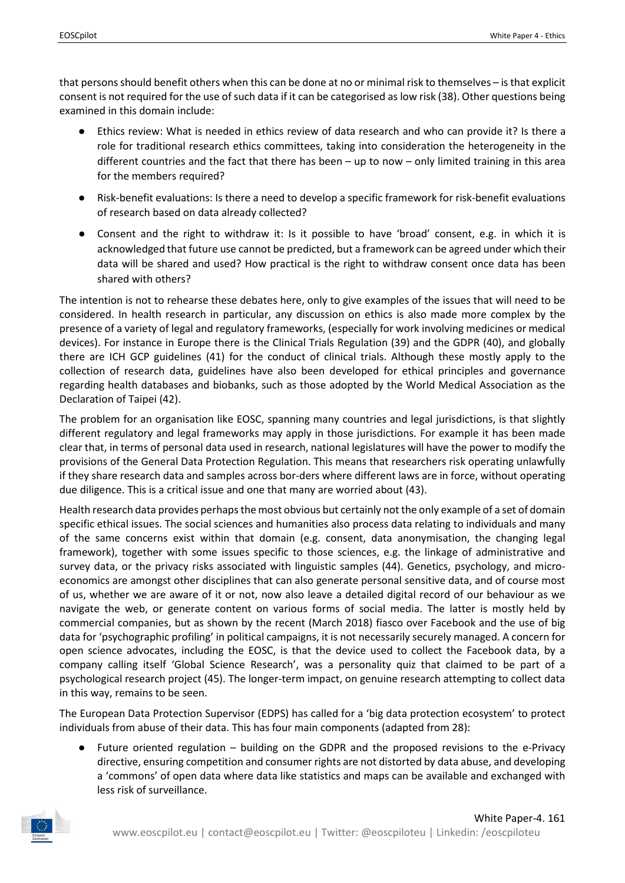that persons should benefit others when this can be done at no or minimal risk to themselves – is that explicit consent is not required for the use of such data if it can be categorised as low risk (38). Other questions being examined in this domain include:

- Ethics review: What is needed in ethics review of data research and who can provide it? Is there a role for traditional research ethics committees, taking into consideration the heterogeneity in the different countries and the fact that there has been – up to now – only limited training in this area for the members required?
- Risk-benefit evaluations: Is there a need to develop a specific framework for risk-benefit evaluations of research based on data already collected?
- Consent and the right to withdraw it: Is it possible to have 'broad' consent, e.g. in which it is acknowledged that future use cannot be predicted, but a framework can be agreed under which their data will be shared and used? How practical is the right to withdraw consent once data has been shared with others?

The intention is not to rehearse these debates here, only to give examples of the issues that will need to be considered. In health research in particular, any discussion on ethics is also made more complex by the presence of a variety of legal and regulatory frameworks, (especially for work involving medicines or medical devices). For instance in Europe there is the Clinical Trials Regulation (39) and the GDPR (40), and globally there are ICH GCP guidelines (41) for the conduct of clinical trials. Although these mostly apply to the collection of research data, guidelines have also been developed for ethical principles and governance regarding health databases and biobanks, such as those adopted by the World Medical Association as the Declaration of Taipei (42).

The problem for an organisation like EOSC, spanning many countries and legal jurisdictions, is that slightly different regulatory and legal frameworks may apply in those jurisdictions. For example it has been made clear that, in terms of personal data used in research, national legislatures will have the power to modify the provisions of the General Data Protection Regulation. This means that researchers risk operating unlawfully if they share research data and samples across bor-ders where different laws are in force, without operating due diligence. This is a critical issue and one that many are worried about (43).

Health research data provides perhaps the most obvious but certainly not the only example of a set of domain specific ethical issues. The social sciences and humanities also process data relating to individuals and many of the same concerns exist within that domain (e.g. consent, data anonymisation, the changing legal framework), together with some issues specific to those sciences, e.g. the linkage of administrative and survey data, or the privacy risks associated with linguistic samples (44). Genetics, psychology, and micro-economics are amongst other disciplines that can also generate personal sensitive data, and of course most of us, whether we are aware of it or not, now also leave a detailed digital record of our behaviour as we navigate the web, or generate content on various forms of social media. The latter is mostly held by commercial companies, but as shown by the recent (March 2018) fiasco over Facebook and the use of big data for 'psychographic profiling' in political campaigns, it is not necessarily securely managed. A concern for open science advocates, including the EOSC, is that the device used to collect the Facebook data, by a company calling itself 'Global Science Research', was a personality quiz that claimed to be part of a psychological research project (45). The longer-term impact, on genuine research attempting to collect data in this way, remains to be seen.

The European Data Protection Supervisor (EDPS) has called for a 'big data protection ecosystem' to protect individuals from abuse of their data. This has four main components (adapted from 28):

- Future oriented regulation – building on the GDPR and the proposed revisions to the e-Privacy directive, ensuring competition and consumer rights are not distorted by data abuse, and developing a 'commons' of open data where data like statistics and maps can be available and exchanged with less risk of surveillance.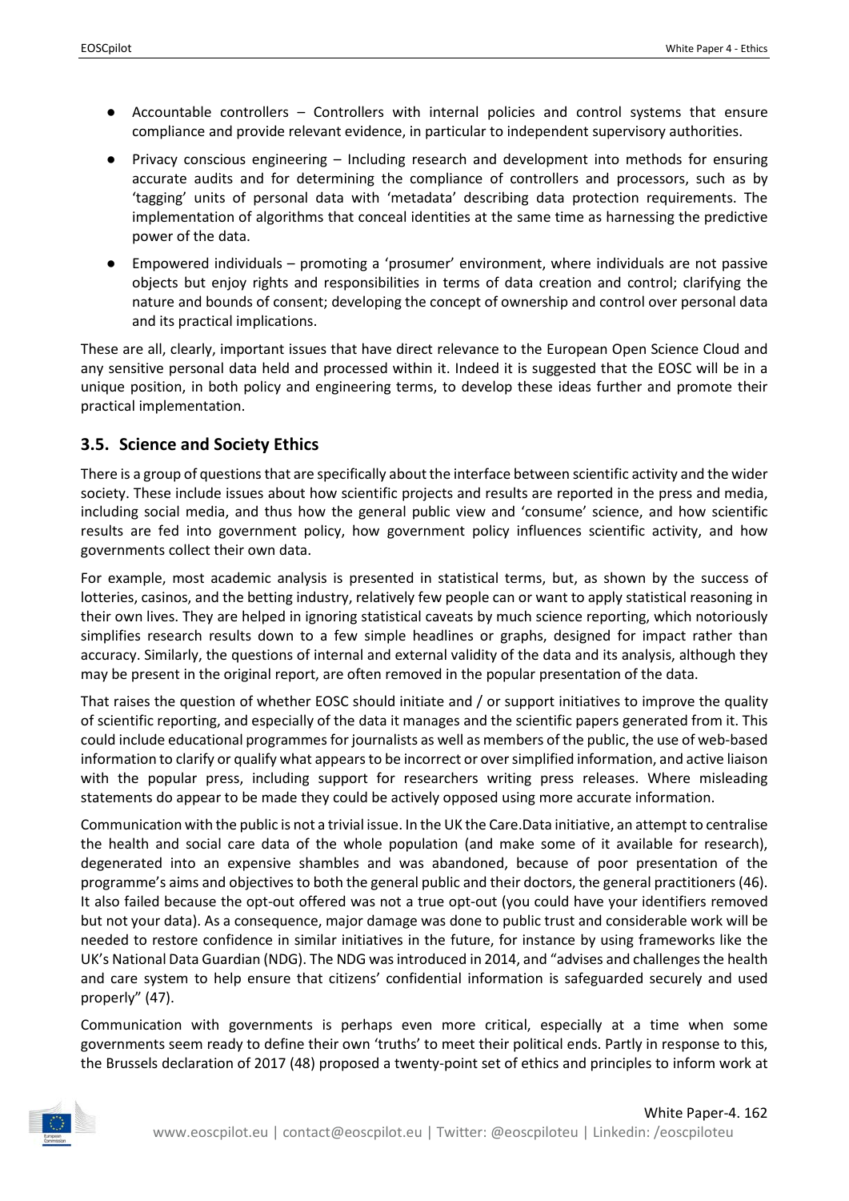- Accountable controllers – Controllers with internal policies and control systems that ensure compliance and provide relevant evidence, in particular to independent supervisory authorities.
- Privacy conscious engineering – Including research and development into methods for ensuring accurate audits and for determining the compliance of controllers and processors, such as by 'tagging' units of personal data with 'metadata' describing data protection requirements. The implementation of algorithms that conceal identities at the same time as harnessing the predictive power of the data.
- Empowered individuals – promoting a 'prosumer' environment, where individuals are not passive objects but enjoy rights and responsibilities in terms of data creation and control; clarifying the nature and bounds of consent; developing the concept of ownership and control over personal data and its practical implications.

These are all, clearly, important issues that have direct relevance to the European Open Science Cloud and any sensitive personal data held and processed within it. Indeed it is suggested that the EOSC will be in a unique position, in both policy and engineering terms, to develop these ideas further and promote their practical implementation.

## 3.5. Science and Society Ethics

There is a group of questions that are specifically about the interface between scientific activity and the wider society. These include issues about how scientific projects and results are reported in the press and media, including social media, and thus how the general public view and 'consume' science, and how scientific results are fed into government policy, how government policy influences scientific activity, and how governments collect their own data.

For example, most academic analysis is presented in statistical terms, but, as shown by the success of lotteries, casinos, and the betting industry, relatively few people can or want to apply statistical reasoning in their own lives. They are helped in ignoring statistical caveats by much science reporting, which notoriously simplifies research results down to a few simple headlines or graphs, designed for impact rather than accuracy. Similarly, the questions of internal and external validity of the data and its analysis, although they may be present in the original report, are often removed in the popular presentation of the data.

That raises the question of whether EOSC should initiate and / or support initiatives to improve the quality of scientific reporting, and especially of the data it manages and the scientific papers generated from it. This could include educational programmes for journalists as well as members of the public, the use of web-based information to clarify or qualify what appears to be incorrect or over simplified information, and active liaison with the popular press, including support for researchers writing press releases. Where misleading statements do appear to be made they could be actively opposed using more accurate information.

Communication with the public is not a trivial issue. In the UK the Care.Data initiative, an attempt to centralise the health and social care data of the whole population (and make some of it available for research), degenerated into an expensive shambles and was abandoned, because of poor presentation of the programme's aims and objectives to both the general public and their doctors, the general practitioners (46). It also failed because the opt-out offered was not a true opt-out (you could have your identifiers removed but not your data). As a consequence, major damage was done to public trust and considerable work will be needed to restore confidence in similar initiatives in the future, for instance by using frameworks like the UK's National Data Guardian (NDG). The NDG was introduced in 2014, and "advises and challenges the health and care system to help ensure that citizens' confidential information is safeguarded securely and used properly" (47).

Communication with governments is perhaps even more critical, especially at a time when some governments seem ready to define their own 'truths' to meet their political ends. Partly in response to this, the Brussels declaration of 2017 (48) proposed a twenty-point set of ethics and principles to inform work at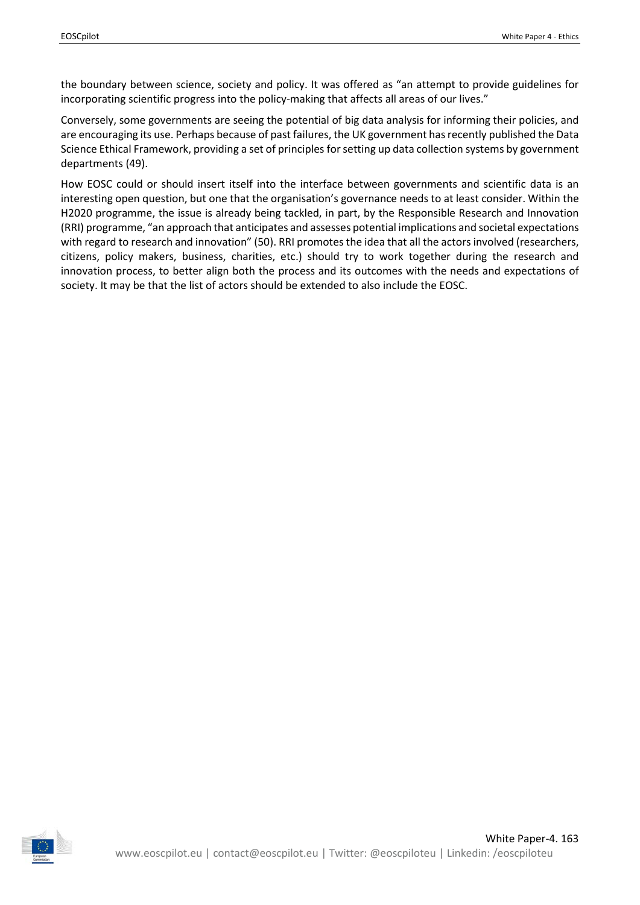the boundary between science, society and policy. It was offered as "an attempt to provide guidelines for incorporating scientific progress into the policy-making that affects all areas of our lives."

Conversely, some governments are seeing the potential of big data analysis for informing their policies, and are encouraging its use. Perhaps because of past failures, the UK government has recently published the Data Science Ethical Framework, providing a set of principles for setting up data collection systems by government departments (49).

How EOSC could or should insert itself into the interface between governments and scientific data is an interesting open question, but one that the organisation's governance needs to at least consider. Within the H2020 programme, the issue is already being tackled, in part, by the Responsible Research and Innovation (RRI) programme, "an approach that anticipates and assesses potential implications and societal expectations with regard to research and innovation" (50). RRI promotes the idea that all the actors involved (researchers, citizens, policy makers, business, charities, etc.) should try to work together during the research and innovation process, to better align both the process and its outcomes with the needs and expectations of society. It may be that the list of actors should be extended to also include the EOSC.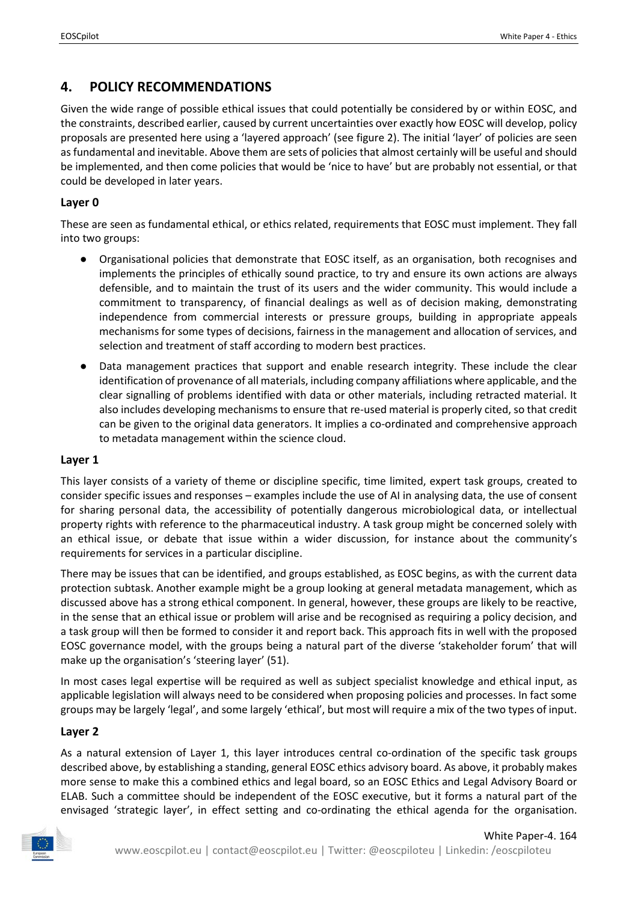## 4. POLICY RECOMMENDATIONS

Given the wide range of possible ethical issues that could potentially be considered by or within EOSC, and the constraints, described earlier, caused by current uncertainties over exactly how EOSC will develop, policy proposals are presented here using a 'layered approach' (see figure 2). The initial 'layer' of policies are seen as fundamental and inevitable. Above them are sets of policies that almost certainly will be useful and should be implemented, and then come policies that would be 'nice to have' but are probably not essential, or that could be developed in later years.

### Layer 0

These are seen as fundamental ethical, or ethics related, requirements that EOSC must implement. They fall into two groups:

- Organisational policies that demonstrate that EOSC itself, as an organisation, both recognises and implements the principles of ethically sound practice, to try and ensure its own actions are always defensible, and to maintain the trust of its users and the wider community. This would include a commitment to transparency, of financial dealings as well as of decision making, demonstrating independence from commercial interests or pressure groups, building in appropriate appeals mechanisms for some types of decisions, fairness in the management and allocation of services, and selection and treatment of staff according to modern best practices.
- Data management practices that support and enable research integrity. These include the clear identification of provenance of all materials, including company affiliations where applicable, and the clear signalling of problems identified with data or other materials, including retracted material. It also includes developing mechanisms to ensure that re-used material is properly cited, so that credit can be given to the original data generators. It implies a co-ordinated and comprehensive approach to metadata management within the science cloud.

### Layer 1

This layer consists of a variety of theme or discipline specific, time limited, expert task groups, created to consider specific issues and responses – examples include the use of AI in analysing data, the use of consent for sharing personal data, the accessibility of potentially dangerous microbiological data, or intellectual property rights with reference to the pharmaceutical industry. A task group might be concerned solely with an ethical issue, or debate that issue within a wider discussion, for instance about the community's requirements for services in a particular discipline.

There may be issues that can be identified, and groups established, as EOSC begins, as with the current data protection subtask. Another example might be a group looking at general metadata management, which as discussed above has a strong ethical component. In general, however, these groups are likely to be reactive, in the sense that an ethical issue or problem will arise and be recognised as requiring a policy decision, and a task group will then be formed to consider it and report back. This approach fits in well with the proposed EOSC governance model, with the groups being a natural part of the diverse 'stakeholder forum' that will make up the organisation's 'steering layer' (51).

In most cases legal expertise will be required as well as subject specialist knowledge and ethical input, as applicable legislation will always need to be considered when proposing policies and processes. In fact some groups may be largely 'legal', and some largely 'ethical', but most will require a mix of the two types of input.

### Layer 2

As a natural extension of Layer 1, this layer introduces central co-ordination of the specific task groups described above, by establishing a standing, general EOSC ethics advisory board. As above, it probably makes more sense to make this a combined ethics and legal board, so an EOSC Ethics and Legal Advisory Board or ELAB. Such a committee should be independent of the EOSC executive, but it forms a natural part of the envisaged 'strategic layer', in effect setting and co-ordinating the ethical agenda for the organisation.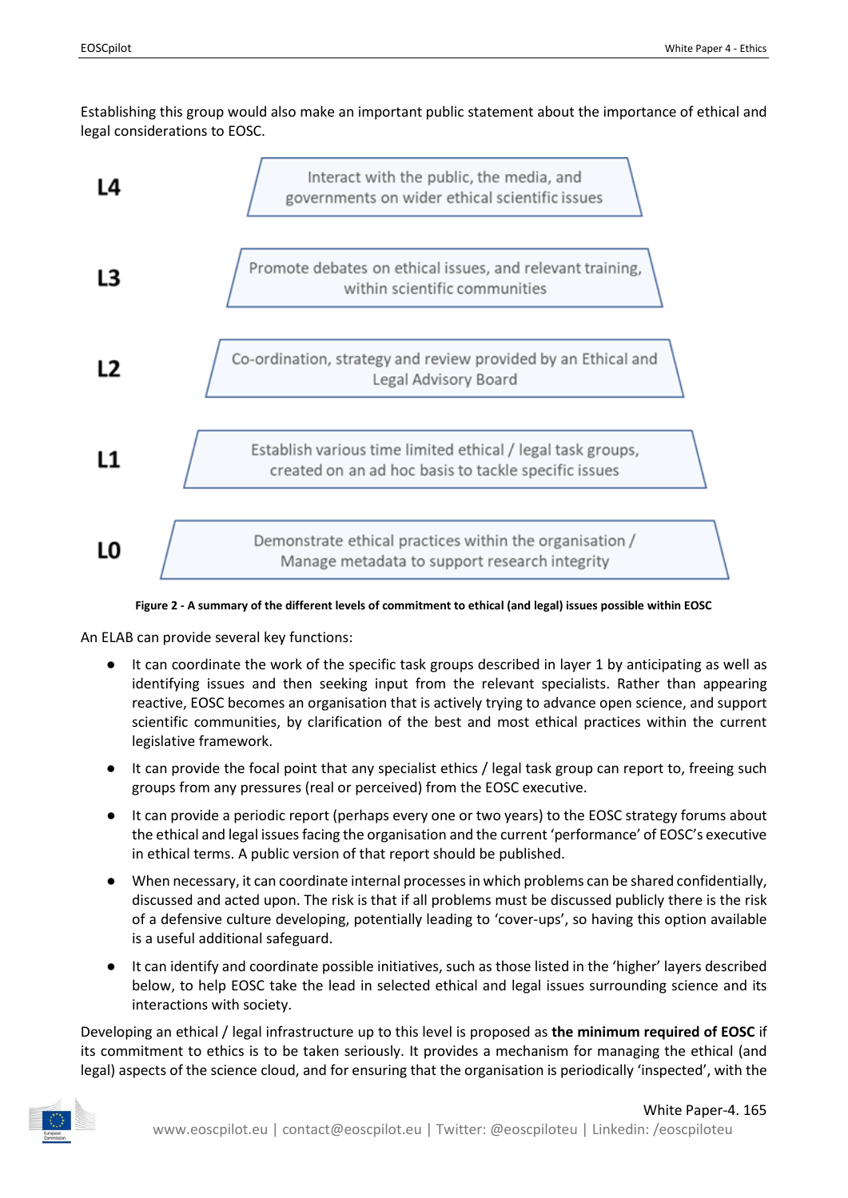Establishing this group would also make an important public statement about the importance of ethical and legal considerations to EOSC.

| Level | Commitment |
|---|---|
| L4 | Interact with the public, the media, and governments on wider ethical scientific issues |
| L3 | Promote debates on ethical issues, and relevant training, within scientific communities |
| L2 | Co-ordination, strategy and review provided by an Ethical and Legal Advisory Board |
| L1 | Establish various time limited ethical / legal task groups, created on an ad hoc basis to tackle specific issues |
| L0 | Demonstrate ethical practices within the organisation / Manage metadata to support research integrity |

**Figure 2 - A summary of the different levels of commitment to ethical (and legal) issues possible within EOSC**

An ELAB can provide several key functions:

- It can coordinate the work of the specific task groups described in layer 1 by anticipating as well as identifying issues and then seeking input from the relevant specialists. Rather than appearing reactive, EOSC becomes an organisation that is actively trying to advance open science, and support scientific communities, by clarification of the best and most ethical practices within the current legislative framework.
- It can provide the focal point that any specialist ethics / legal task group can report to, freeing such groups from any pressures (real or perceived) from the EOSC executive.
- It can provide a periodic report (perhaps every one or two years) to the EOSC strategy forums about the ethical and legal issues facing the organisation and the current 'performance' of EOSC's executive in ethical terms. A public version of that report should be published.
- When necessary, it can coordinate internal processes in which problems can be shared confidentially, discussed and acted upon. The risk is that if all problems must be discussed publicly there is the risk of a defensive culture developing, potentially leading to 'cover-ups', so having this option available is a useful additional safeguard.
- It can identify and coordinate possible initiatives, such as those listed in the 'higher' layers described below, to help EOSC take the lead in selected ethical and legal issues surrounding science and its interactions with society.

Developing an ethical / legal infrastructure up to this level is proposed as **the minimum required of EOSC** if its commitment to ethics is to be taken seriously. It provides a mechanism for managing the ethical (and legal) aspects of the science cloud, and for ensuring that the organisation is periodically 'inspected', with the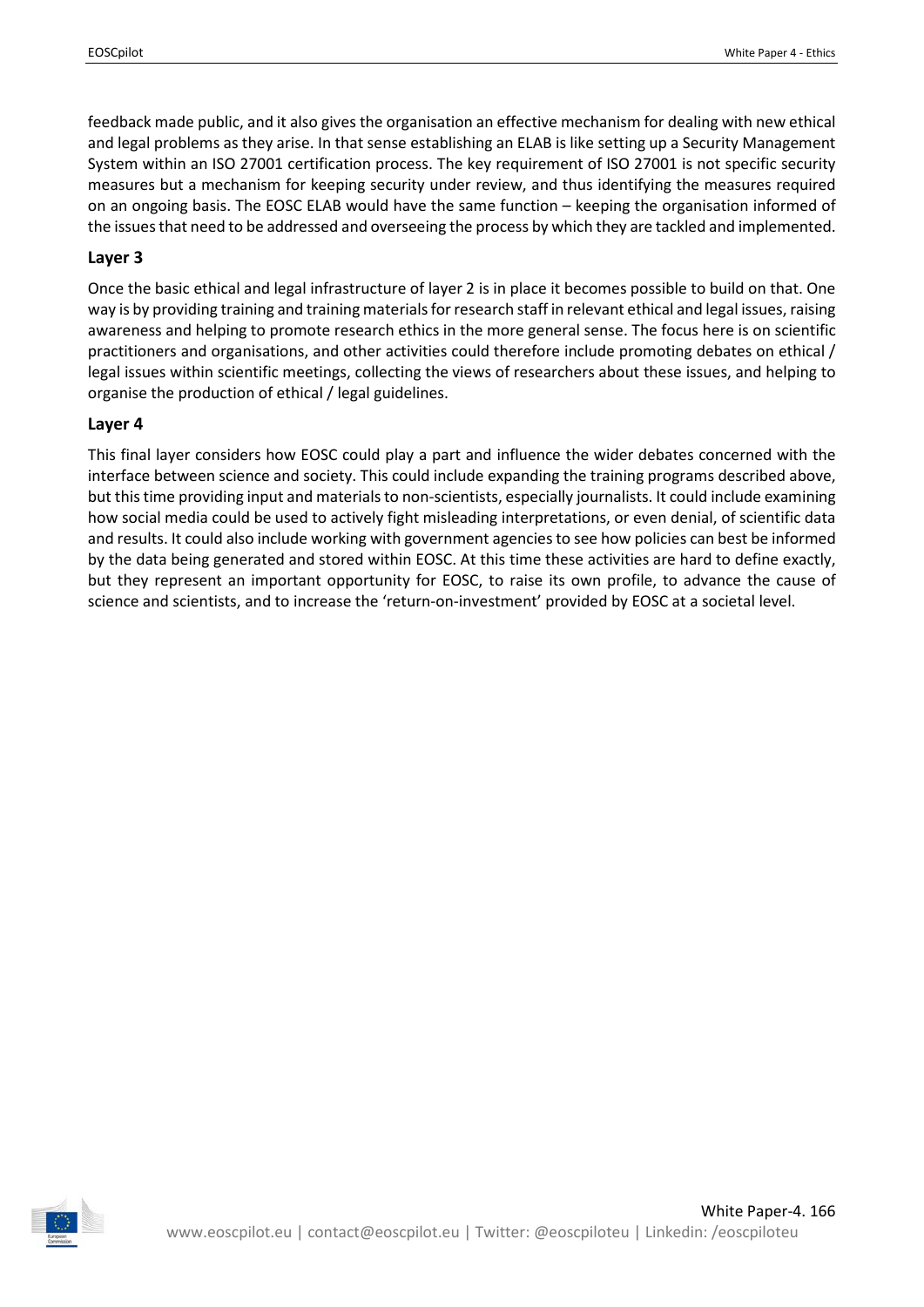feedback made public, and it also gives the organisation an effective mechanism for dealing with new ethical and legal problems as they arise. In that sense establishing an ELAB is like setting up a Security Management System within an ISO 27001 certification process. The key requirement of ISO 27001 is not specific security measures but a mechanism for keeping security under review, and thus identifying the measures required on an ongoing basis. The EOSC ELAB would have the same function – keeping the organisation informed of the issues that need to be addressed and overseeing the process by which they are tackled and implemented.

### Layer 3

Once the basic ethical and legal infrastructure of layer 2 is in place it becomes possible to build on that. One way is by providing training and training materials for research staff in relevant ethical and legal issues, raising awareness and helping to promote research ethics in the more general sense. The focus here is on scientific practitioners and organisations, and other activities could therefore include promoting debates on ethical / legal issues within scientific meetings, collecting the views of researchers about these issues, and helping to organise the production of ethical / legal guidelines.

### Layer 4

This final layer considers how EOSC could play a part and influence the wider debates concerned with the interface between science and society. This could include expanding the training programs described above, but this time providing input and materials to non-scientists, especially journalists. It could include examining how social media could be used to actively fight misleading interpretations, or even denial, of scientific data and results. It could also include working with government agencies to see how policies can best be informed by the data being generated and stored within EOSC. At this time these activities are hard to define exactly, but they represent an important opportunity for EOSC, to raise its own profile, to advance the cause of science and scientists, and to increase the 'return-on-investment' provided by EOSC at a societal level.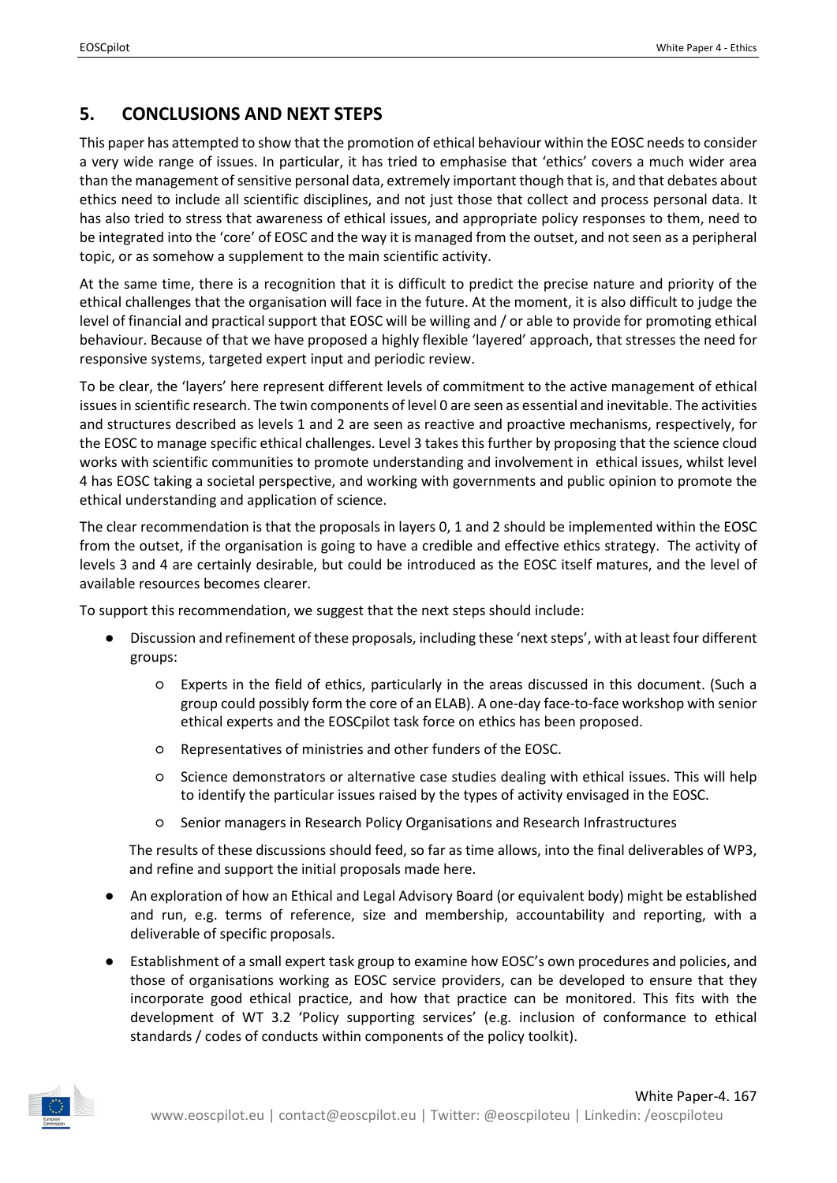## 5. CONCLUSIONS AND NEXT STEPS

This paper has attempted to show that the promotion of ethical behaviour within the EOSC needs to consider a very wide range of issues. In particular, it has tried to emphasise that 'ethics' covers a much wider area than the management of sensitive personal data, extremely important though that is, and that debates about ethics need to include all scientific disciplines, and not just those that collect and process personal data. It has also tried to stress that awareness of ethical issues, and appropriate policy responses to them, need to be integrated into the 'core' of EOSC and the way it is managed from the outset, and not seen as a peripheral topic, or as somehow a supplement to the main scientific activity.

At the same time, there is a recognition that it is difficult to predict the precise nature and priority of the ethical challenges that the organisation will face in the future. At the moment, it is also difficult to judge the level of financial and practical support that EOSC will be willing and / or able to provide for promoting ethical behaviour. Because of that we have proposed a highly flexible 'layered' approach, that stresses the need for responsive systems, targeted expert input and periodic review.

To be clear, the 'layers' here represent different levels of commitment to the active management of ethical issues in scientific research. The twin components of level 0 are seen as essential and inevitable. The activities and structures described as levels 1 and 2 are seen as reactive and proactive mechanisms, respectively, for the EOSC to manage specific ethical challenges. Level 3 takes this further by proposing that the science cloud works with scientific communities to promote understanding and involvement in ethical issues, whilst level 4 has EOSC taking a societal perspective, and working with governments and public opinion to promote the ethical understanding and application of science.

The clear recommendation is that the proposals in layers 0, 1 and 2 should be implemented within the EOSC from the outset, if the organisation is going to have a credible and effective ethics strategy. The activity of levels 3 and 4 are certainly desirable, but could be introduced as the EOSC itself matures, and the level of available resources becomes clearer.

To support this recommendation, we suggest that the next steps should include:

- Discussion and refinement of these proposals, including these 'next steps', with at least four different groups:
    - Experts in the field of ethics, particularly in the areas discussed in this document. (Such a group could possibly form the core of an ELAB). A one-day face-to-face workshop with senior ethical experts and the EOSCpilot task force on ethics has been proposed.
    - Representatives of ministries and other funders of the EOSC.
    - Science demonstrators or alternative case studies dealing with ethical issues. This will help to identify the particular issues raised by the types of activity envisaged in the EOSC.
    - Senior managers in Research Policy Organisations and Research Infrastructures

  The results of these discussions should feed, so far as time allows, into the final deliverables of WP3, and refine and support the initial proposals made here.

- An exploration of how an Ethical and Legal Advisory Board (or equivalent body) might be established and run, e.g. terms of reference, size and membership, accountability and reporting, with a deliverable of specific proposals.
- Establishment of a small expert task group to examine how EOSC's own procedures and policies, and those of organisations working as EOSC service providers, can be developed to ensure that they incorporate good ethical practice, and how that practice can be monitored. This fits with the development of WT 3.2 'Policy supporting services' (e.g. inclusion of conformance to ethical standards / codes of conducts within components of the policy toolkit).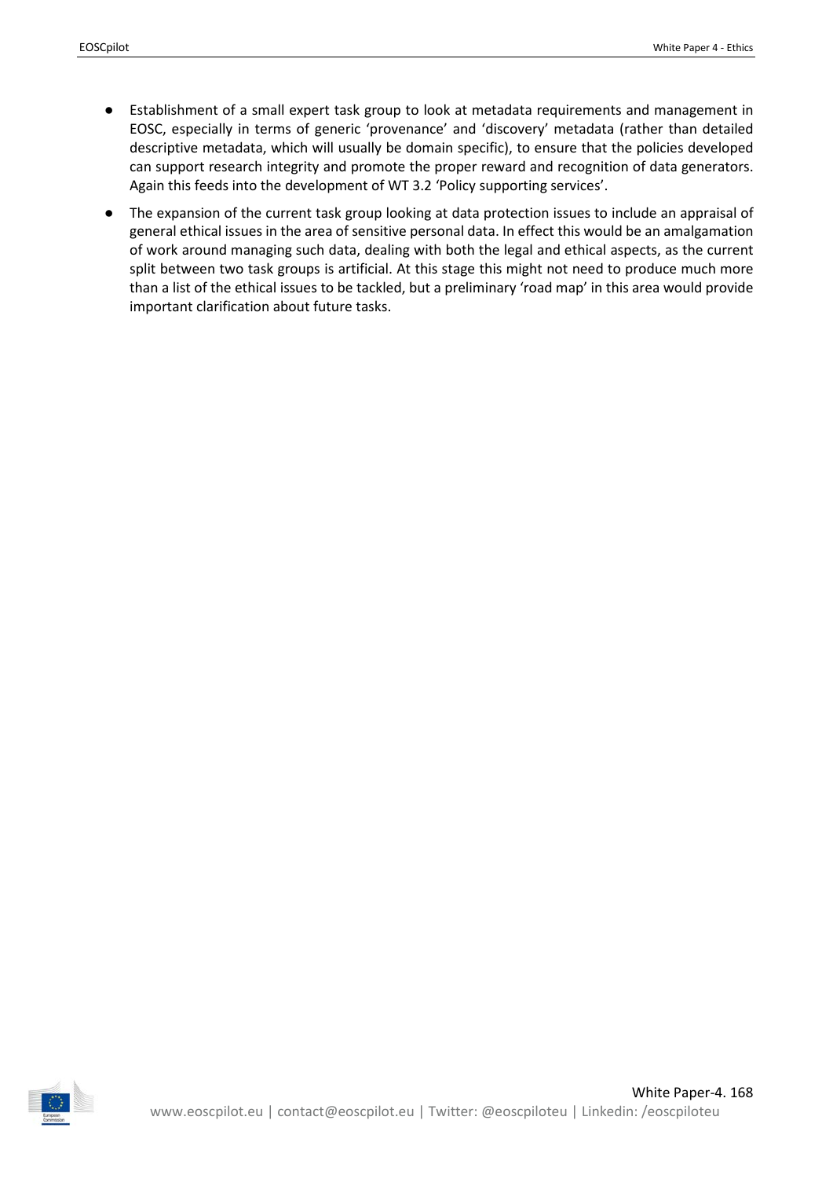- Establishment of a small expert task group to look at metadata requirements and management in EOSC, especially in terms of generic 'provenance' and 'discovery' metadata (rather than detailed descriptive metadata, which will usually be domain specific), to ensure that the policies developed can support research integrity and promote the proper reward and recognition of data generators. Again this feeds into the development of WT 3.2 'Policy supporting services'.
- The expansion of the current task group looking at data protection issues to include an appraisal of general ethical issues in the area of sensitive personal data. In effect this would be an amalgamation of work around managing such data, dealing with both the legal and ethical aspects, as the current split between two task groups is artificial. At this stage this might not need to produce much more than a list of the ethical issues to be tackled, but a preliminary 'road map' in this area would provide important clarification about future tasks.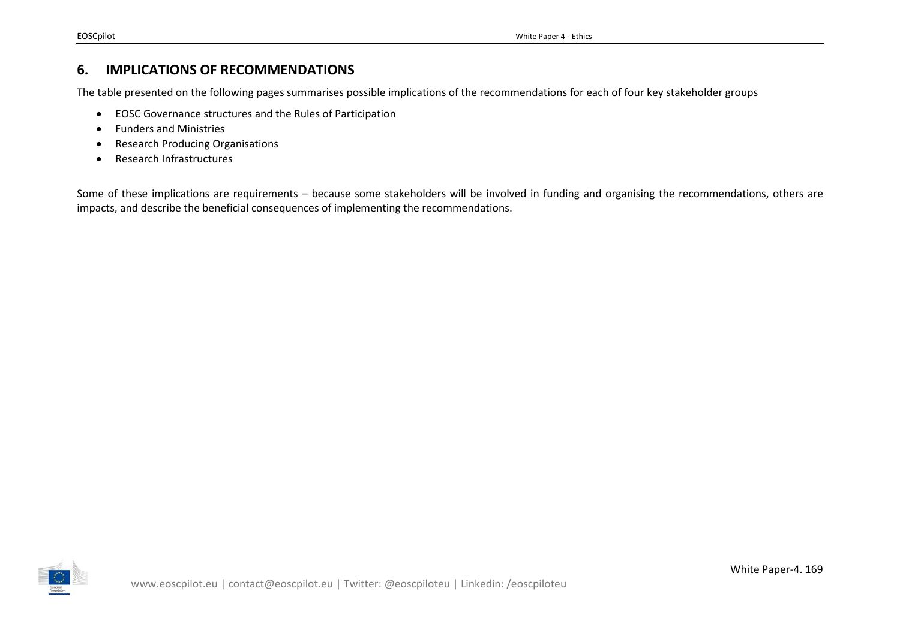## 6. IMPLICATIONS OF RECOMMENDATIONS

The table presented on the following pages summarises possible implications of the recommendations for each of four key stakeholder groups

- EOSC Governance structures and the Rules of Participation
- Funders and Ministries
- Research Producing Organisations
- Research Infrastructures

Some of these implications are requirements – because some stakeholders will be involved in funding and organising the recommendations, others are impacts, and describe the beneficial consequences of implementing the recommendations.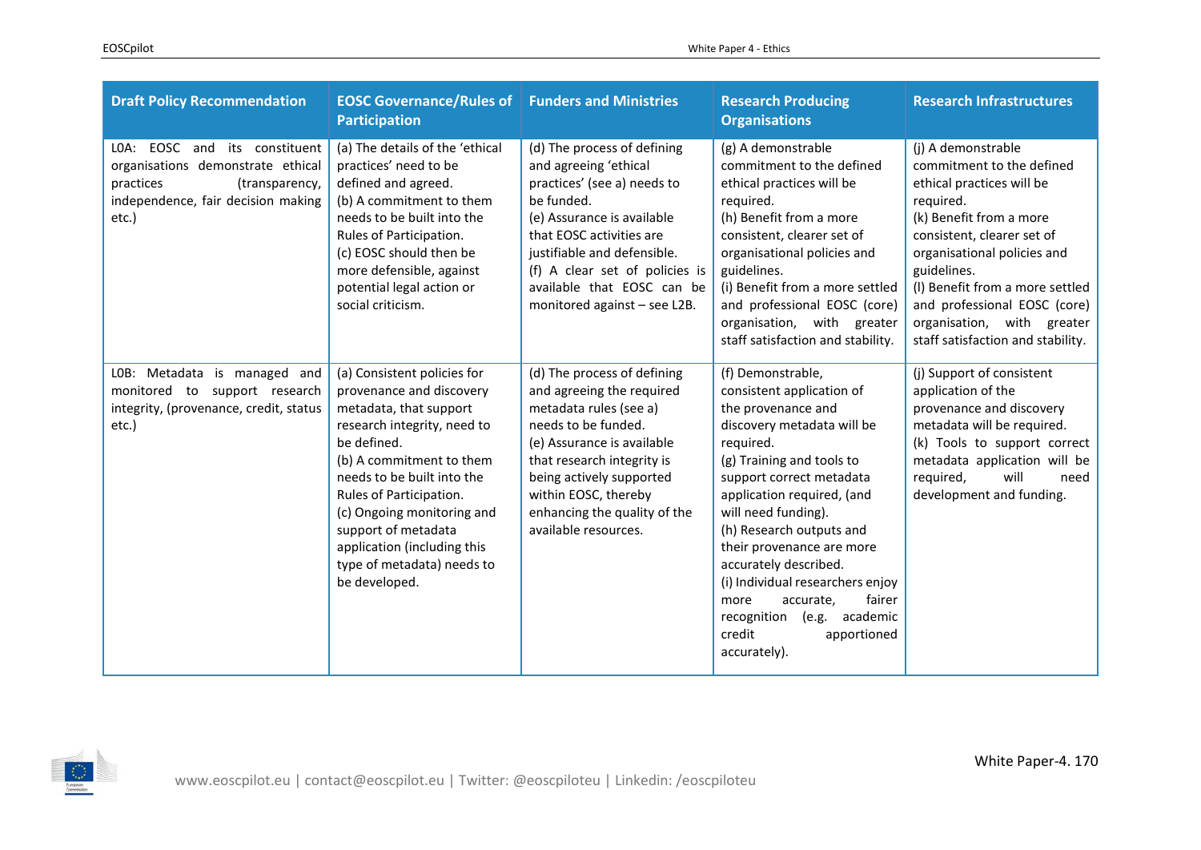| Draft Policy Recommendation | EOSC Governance/Rules of Participation | Funders and Ministries | Research Producing Organisations | Research Infrastructures |
|---|---|---|---|---|
| L0A: EOSC and its constituent organisations demonstrate ethical practices (transparency, independence, fair decision making etc.) | (a) The details of the 'ethical practices' need to be defined and agreed.<br>(b) A commitment to them needs to be built into the Rules of Participation.<br>(c) EOSC should then be more defensible, against potential legal action or social criticism. | (d) The process of defining and agreeing 'ethical practices' (see a) needs to be funded.<br>(e) Assurance is available that EOSC activities are justifiable and defensible.<br>(f) A clear set of policies is available that EOSC can be monitored against – see L2B. | (g) A demonstrable commitment to the defined ethical practices will be required.<br>(h) Benefit from a more consistent, clearer set of organisational policies and guidelines.<br>(i) Benefit from a more settled and professional EOSC (core) organisation, with greater staff satisfaction and stability. | (j) A demonstrable commitment to the defined ethical practices will be required.<br>(k) Benefit from a more consistent, clearer set of organisational policies and guidelines.<br>(l) Benefit from a more settled and professional EOSC (core) organisation, with greater staff satisfaction and stability. |
| L0B: Metadata is managed and monitored to support research integrity, (provenance, credit, status etc.) | (a) Consistent policies for provenance and discovery metadata, that support research integrity, need to be defined.<br>(b) A commitment to them needs to be built into the Rules of Participation.<br>(c) Ongoing monitoring and support of metadata application (including this type of metadata) needs to be developed. | (d) The process of defining and agreeing the required metadata rules (see a) needs to be funded.<br>(e) Assurance is available that research integrity is being actively supported within EOSC, thereby enhancing the quality of the available resources. | (f) Demonstrable, consistent application of the provenance and discovery metadata will be required.<br>(g) Training and tools to support correct metadata application required, (and will need funding).<br>(h) Research outputs and their provenance are more accurately described.<br>(i) Individual researchers enjoy more accurate, fairer recognition (e.g. academic credit apportioned accurately). | (j) Support of consistent application of the provenance and discovery metadata will be required.<br>(k) Tools to support correct metadata application will be required, will need development and funding. |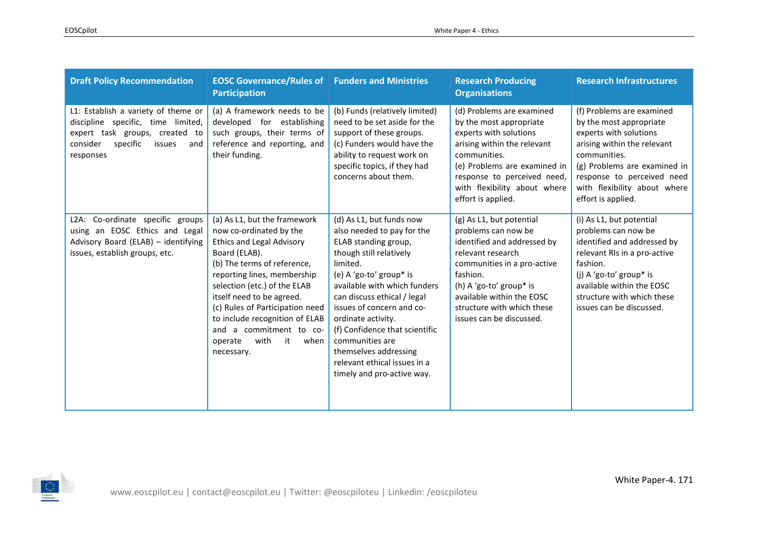| Draft Policy Recommendation | EOSC Governance/Rules of Participation | Funders and Ministries | Research Producing Organisations | Research Infrastructures |
|---|---|---|---|---|
| L1: Establish a variety of theme or discipline specific, time limited, expert task groups, created to consider specific issues and responses | (a) A framework needs to be developed for establishing such groups, their terms of reference and reporting, and their funding. | (b) Funds (relatively limited) need to be set aside for the support of these groups.<br>(c) Funders would have the ability to request work on specific topics, if they had concerns about them. | (d) Problems are examined by the most appropriate experts with solutions arising within the relevant communities.<br>(e) Problems are examined in response to perceived need, with flexibility about where effort is applied. | (f) Problems are examined by the most appropriate experts with solutions arising within the relevant communities.<br>(g) Problems are examined in response to perceived need with flexibility about where effort is applied. |
| L2A: Co-ordinate specific groups using an EOSC Ethics and Legal Advisory Board (ELAB) – identifying issues, establish groups, etc. | (a) As L1, but the framework now co-ordinated by the Ethics and Legal Advisory Board (ELAB).<br>(b) The terms of reference, reporting lines, membership selection (etc.) of the ELAB itself need to be agreed.<br>(c) Rules of Participation need to include recognition of ELAB and a commitment to co-operate with it when necessary. | (d) As L1, but funds now also needed to pay for the ELAB standing group, though still relatively limited.<br>(e) A 'go-to' group* is available with which funders can discuss ethical / legal issues of concern and co-ordinate activity.<br>(f) Confidence that scientific communities are themselves addressing relevant ethical issues in a timely and pro-active way. | (g) As L1, but potential problems can now be identified and addressed by relevant research communities in a pro-active fashion.<br>(h) A 'go-to' group* is available within the EOSC structure with which these issues can be discussed. | (i) As L1, but potential problems can now be identified and addressed by relevant RIs in a pro-active fashion.<br>(j) A 'go-to' group* is available within the EOSC structure with which these issues can be discussed. |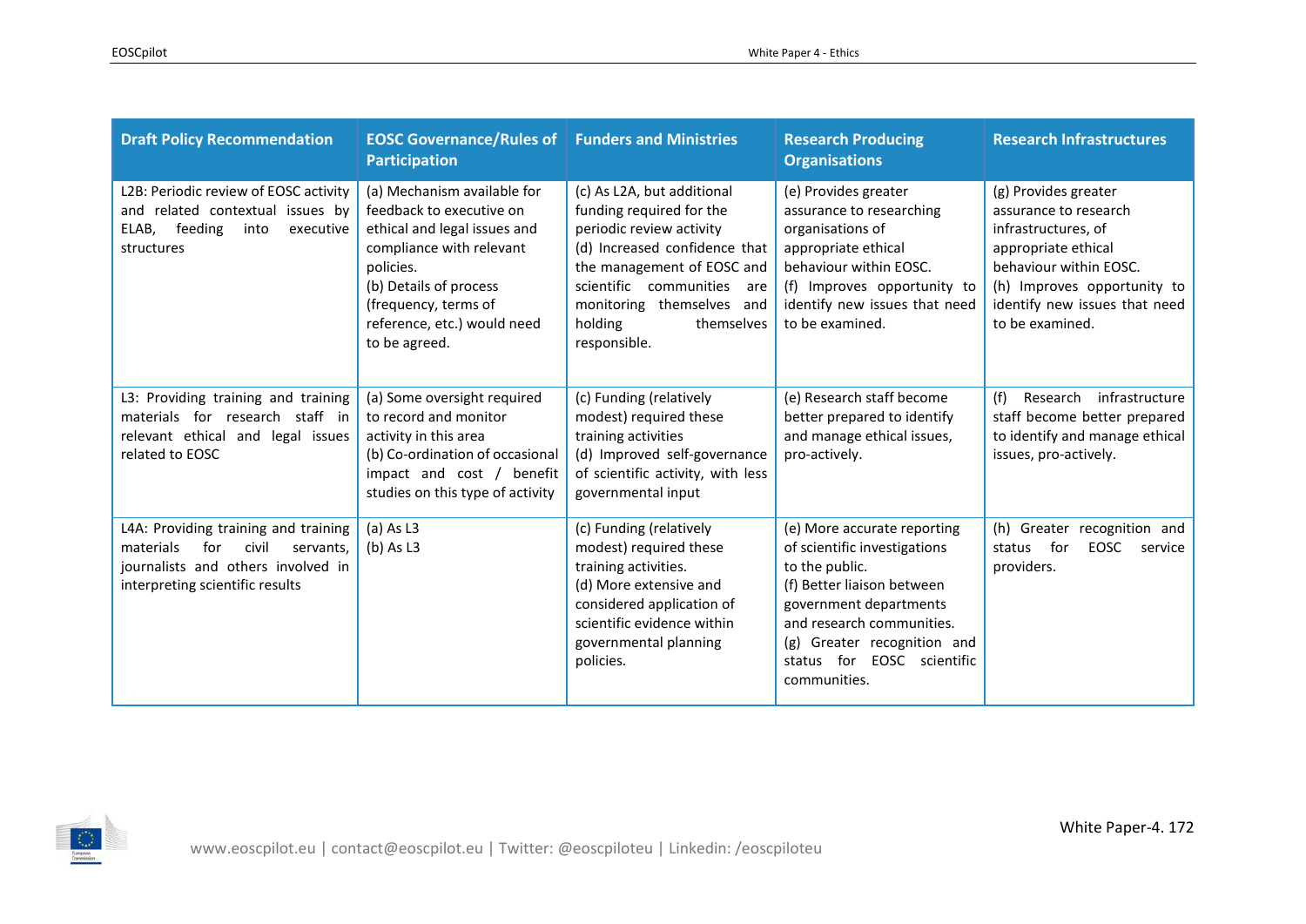| Draft Policy Recommendation | EOSC Governance/Rules of Participation | Funders and Ministries | Research Producing Organisations | Research Infrastructures |
|---|---|---|---|---|
| L2B: Periodic review of EOSC activity and related contextual issues by ELAB, feeding into executive structures | (a) Mechanism available for feedback to executive on ethical and legal issues and compliance with relevant policies.<br>(b) Details of process (frequency, terms of reference, etc.) would need to be agreed. | (c) As L2A, but additional funding required for the periodic review activity<br>(d) Increased confidence that the management of EOSC and scientific communities are monitoring themselves and holding themselves responsible. | (e) Provides greater assurance to researching organisations of appropriate ethical behaviour within EOSC.<br>(f) Improves opportunity to identify new issues that need to be examined. | (g) Provides greater assurance to research infrastructures, of appropriate ethical behaviour within EOSC.<br>(h) Improves opportunity to identify new issues that need to be examined. |
| L3: Providing training and training materials for research staff in relevant ethical and legal issues related to EOSC | (a) Some oversight required to record and monitor activity in this area<br>(b) Co-ordination of occasional impact and cost / benefit studies on this type of activity | (c) Funding (relatively modest) required these training activities<br>(d) Improved self-governance of scientific activity, with less governmental input | (e) Research staff become better prepared to identify and manage ethical issues, pro-actively. | (f) Research infrastructure staff become better prepared to identify and manage ethical issues, pro-actively. |
| L4A: Providing training and training materials for civil servants, journalists and others involved in interpreting scientific results | (a) As L3<br>(b) As L3 | (c) Funding (relatively modest) required these training activities.<br>(d) More extensive and considered application of scientific evidence within governmental planning policies. | (e) More accurate reporting of scientific investigations to the public.<br>(f) Better liaison between government departments and research communities.<br>(g) Greater recognition and status for EOSC scientific communities. | (h) Greater recognition and status for EOSC service providers. |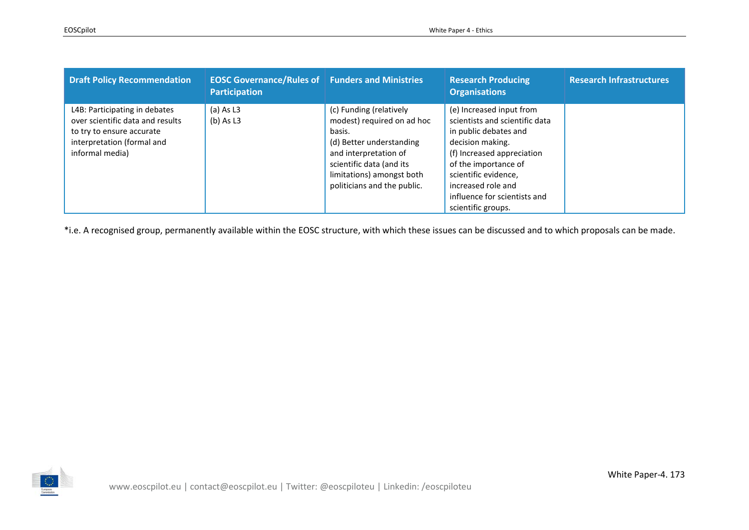| Draft Policy Recommendation | EOSC Governance/Rules of Participation | Funders and Ministries | Research Producing Organisations | Research Infrastructures |
|---|---|---|---|---|
| L4B: Participating in debates over scientific data and results to try to ensure accurate interpretation (formal and informal media) | (a) As L3<br>(b) As L3 | (c) Funding (relatively modest) required on ad hoc basis.<br>(d) Better understanding and interpretation of scientific data (and its limitations) amongst both politicians and the public. | (e) Increased input from scientists and scientific data in public debates and decision making.<br>(f) Increased appreciation of the importance of scientific evidence, increased role and influence for scientists and scientific groups. | |

*i.e. A recognised group, permanently available within the EOSC structure, with which these issues can be discussed and to which proposals can be made.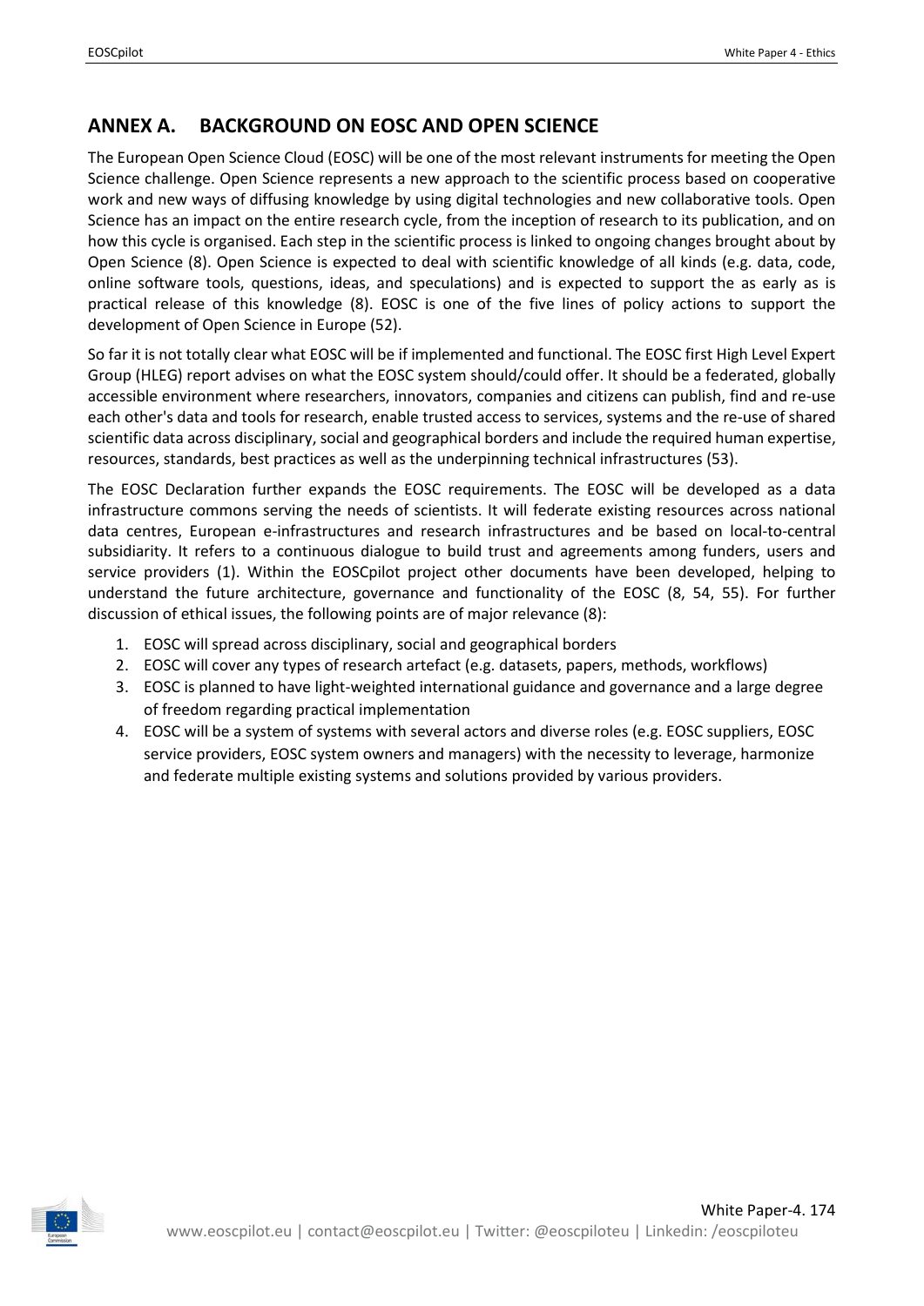## ANNEX A. BACKGROUND ON EOSC AND OPEN SCIENCE

The European Open Science Cloud (EOSC) will be one of the most relevant instruments for meeting the Open Science challenge. Open Science represents a new approach to the scientific process based on cooperative work and new ways of diffusing knowledge by using digital technologies and new collaborative tools. Open Science has an impact on the entire research cycle, from the inception of research to its publication, and on how this cycle is organised. Each step in the scientific process is linked to ongoing changes brought about by Open Science (8). Open Science is expected to deal with scientific knowledge of all kinds (e.g. data, code, online software tools, questions, ideas, and speculations) and is expected to support the as early as is practical release of this knowledge (8). EOSC is one of the five lines of policy actions to support the development of Open Science in Europe (52).

So far it is not totally clear what EOSC will be if implemented and functional. The EOSC first High Level Expert Group (HLEG) report advises on what the EOSC system should/could offer. It should be a federated, globally accessible environment where researchers, innovators, companies and citizens can publish, find and re-use each other's data and tools for research, enable trusted access to services, systems and the re-use of shared scientific data across disciplinary, social and geographical borders and include the required human expertise, resources, standards, best practices as well as the underpinning technical infrastructures (53).

The EOSC Declaration further expands the EOSC requirements. The EOSC will be developed as a data infrastructure commons serving the needs of scientists. It will federate existing resources across national data centres, European e-infrastructures and research infrastructures and be based on local-to-central subsidiarity. It refers to a continuous dialogue to build trust and agreements among funders, users and service providers (1). Within the EOSCpilot project other documents have been developed, helping to understand the future architecture, governance and functionality of the EOSC (8, 54, 55). For further discussion of ethical issues, the following points are of major relevance (8):

1. EOSC will spread across disciplinary, social and geographical borders
2. EOSC will cover any types of research artefact (e.g. datasets, papers, methods, workflows)
3. EOSC is planned to have light-weighted international guidance and governance and a large degree of freedom regarding practical implementation
4. EOSC will be a system of systems with several actors and diverse roles (e.g. EOSC suppliers, EOSC service providers, EOSC system owners and managers) with the necessity to leverage, harmonize and federate multiple existing systems and solutions provided by various providers.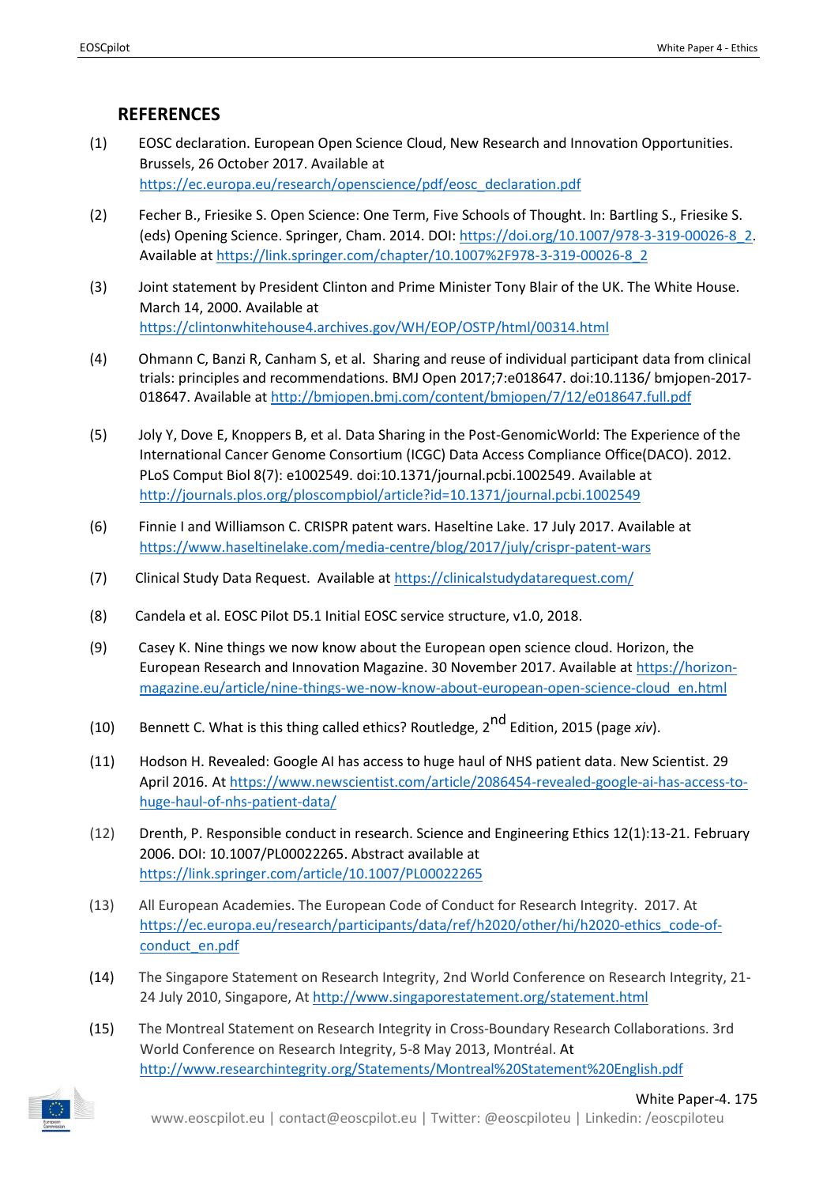## REFERENCES

(1) EOSC declaration. European Open Science Cloud, New Research and Innovation Opportunities. Brussels, 26 October 2017. Available at https://ec.europa.eu/research/openscience/pdf/eosc_declaration.pdf

(2) Fecher B., Friesike S. Open Science: One Term, Five Schools of Thought. In: Bartling S., Friesike S. (eds) Opening Science. Springer, Cham. 2014. DOI: https://doi.org/10.1007/978-3-319-00026-8_2. Available at https://link.springer.com/chapter/10.1007%2F978-3-319-00026-8_2

(3) Joint statement by President Clinton and Prime Minister Tony Blair of the UK. The White House. March 14, 2000. Available at https://clintonwhitehouse4.archives.gov/WH/EOP/OSTP/html/00314.html

(4) Ohmann C, Banzi R, Canham S, et al. Sharing and reuse of individual participant data from clinical trials: principles and recommendations. BMJ Open 2017;7:e018647. doi:10.1136/ bmjopen-2017-018647. Available at http://bmjopen.bmj.com/content/bmjopen/7/12/e018647.full.pdf

(5) Joly Y, Dove E, Knoppers B, et al. Data Sharing in the Post-GenomicWorld: The Experience of the International Cancer Genome Consortium (ICGC) Data Access Compliance Office(DACO). 2012. PLoS Comput Biol 8(7): e1002549. doi:10.1371/journal.pcbi.1002549. Available at http://journals.plos.org/ploscompbiol/article?id=10.1371/journal.pcbi.1002549

(6) Finnie I and Williamson C. CRISPR patent wars. Haseltine Lake. 17 July 2017. Available at https://www.haseltinelake.com/media-centre/blog/2017/july/crispr-patent-wars

(7) Clinical Study Data Request. Available at https://clinicalstudydatarequest.com/

(8) Candela et al. EOSC Pilot D5.1 Initial EOSC service structure, v1.0, 2018.

(9) Casey K. Nine things we now know about the European open science cloud. Horizon, the European Research and Innovation Magazine. 30 November 2017. Available at https://horizon-magazine.eu/article/nine-things-we-now-know-about-european-open-science-cloud_en.html

(10) Bennett C. What is this thing called ethics? Routledge, 2nd Edition, 2015 (page *xiv*).

(11) Hodson H. Revealed: Google AI has access to huge haul of NHS patient data. New Scientist. 29 April 2016. At https://www.newscientist.com/article/2086454-revealed-google-ai-has-access-to-huge-haul-of-nhs-patient-data/

(12) Drenth, P. Responsible conduct in research. Science and Engineering Ethics 12(1):13-21. February 2006. DOI: 10.1007/PL00022265. Abstract available at https://link.springer.com/article/10.1007/PL00022265

(13) All European Academies. The European Code of Conduct for Research Integrity. 2017. At https://ec.europa.eu/research/participants/data/ref/h2020/other/hi/h2020-ethics_code-of-conduct_en.pdf

(14) The Singapore Statement on Research Integrity, 2nd World Conference on Research Integrity, 21-24 July 2010, Singapore, At http://www.singaporestatement.org/statement.html

(15) The Montreal Statement on Research Integrity in Cross-Boundary Research Collaborations. 3rd World Conference on Research Integrity, 5-8 May 2013, Montréal. At http://www.researchintegrity.org/Statements/Montreal%20Statement%20English.pdf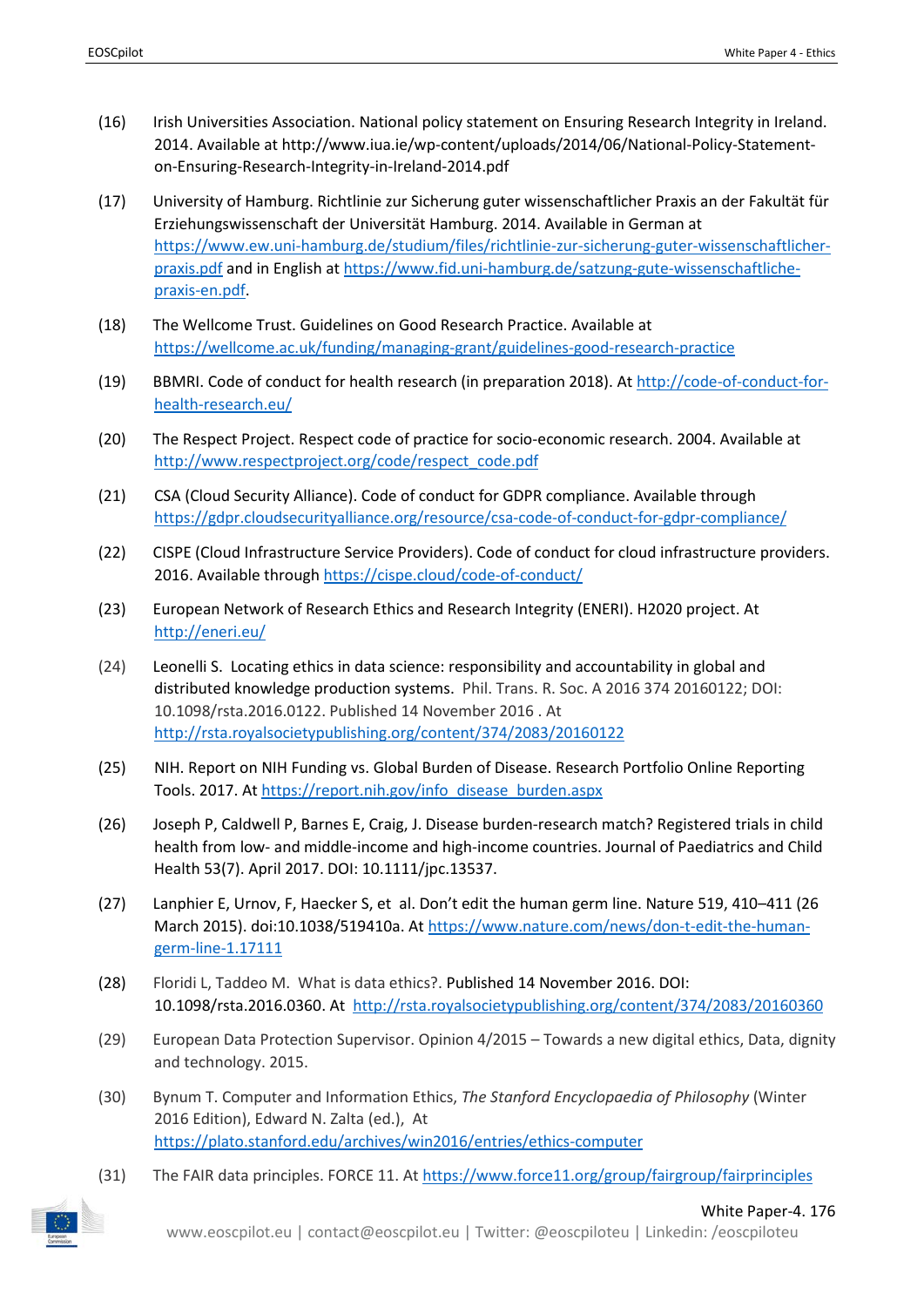(16) Irish Universities Association. National policy statement on Ensuring Research Integrity in Ireland. 2014. Available at http://www.iua.ie/wp-content/uploads/2014/06/National-Policy-Statement-on-Ensuring-Research-Integrity-in-Ireland-2014.pdf

(17) University of Hamburg. Richtlinie zur Sicherung guter wissenschaftlicher Praxis an der Fakultät für Erziehungswissenschaft der Universität Hamburg. 2014. Available in German at https://www.ew.uni-hamburg.de/studium/files/richtlinie-zur-sicherung-guter-wissenschaftlicher-praxis.pdf and in English at https://www.fid.uni-hamburg.de/satzung-gute-wissenschaftliche-praxis-en.pdf.

(18) The Wellcome Trust. Guidelines on Good Research Practice. Available at https://wellcome.ac.uk/funding/managing-grant/guidelines-good-research-practice

(19) BBMRI. Code of conduct for health research (in preparation 2018). At http://code-of-conduct-for-health-research.eu/

(20) The Respect Project. Respect code of practice for socio-economic research. 2004. Available at http://www.respectproject.org/code/respect_code.pdf

(21) CSA (Cloud Security Alliance). Code of conduct for GDPR compliance. Available through https://gdpr.cloudsecurityalliance.org/resource/csa-code-of-conduct-for-gdpr-compliance/

(22) CISPE (Cloud Infrastructure Service Providers). Code of conduct for cloud infrastructure providers. 2016. Available through https://cispe.cloud/code-of-conduct/

(23) European Network of Research Ethics and Research Integrity (ENERI). H2020 project. At http://eneri.eu/

(24) Leonelli S. Locating ethics in data science: responsibility and accountability in global and distributed knowledge production systems. Phil. Trans. R. Soc. A 2016 374 20160122; DOI: 10.1098/rsta.2016.0122. Published 14 November 2016 . At http://rsta.royalsocietypublishing.org/content/374/2083/20160122

(25) NIH. Report on NIH Funding vs. Global Burden of Disease. Research Portfolio Online Reporting Tools. 2017. At https://report.nih.gov/info_disease_burden.aspx

(26) Joseph P, Caldwell P, Barnes E, Craig, J. Disease burden-research match? Registered trials in child health from low- and middle-income and high-income countries. Journal of Paediatrics and Child Health 53(7). April 2017. DOI: 10.1111/jpc.13537.

(27) Lanphier E, Urnov, F, Haecker S, et al. Don't edit the human germ line. Nature 519, 410–411 (26 March 2015). doi:10.1038/519410a. At https://www.nature.com/news/don-t-edit-the-human-germ-line-1.17111

(28) Floridi L, Taddeo M. What is data ethics?. Published 14 November 2016. DOI: 10.1098/rsta.2016.0360. At http://rsta.royalsocietypublishing.org/content/374/2083/20160360

(29) European Data Protection Supervisor. Opinion 4/2015 – Towards a new digital ethics, Data, dignity and technology. 2015.

(30) Bynum T. Computer and Information Ethics, *The Stanford Encyclopaedia of Philosophy* (Winter 2016 Edition), Edward N. Zalta (ed.), At https://plato.stanford.edu/archives/win2016/entries/ethics-computer

(31) The FAIR data principles. FORCE 11. At https://www.force11.org/group/fairgroup/fairprinciples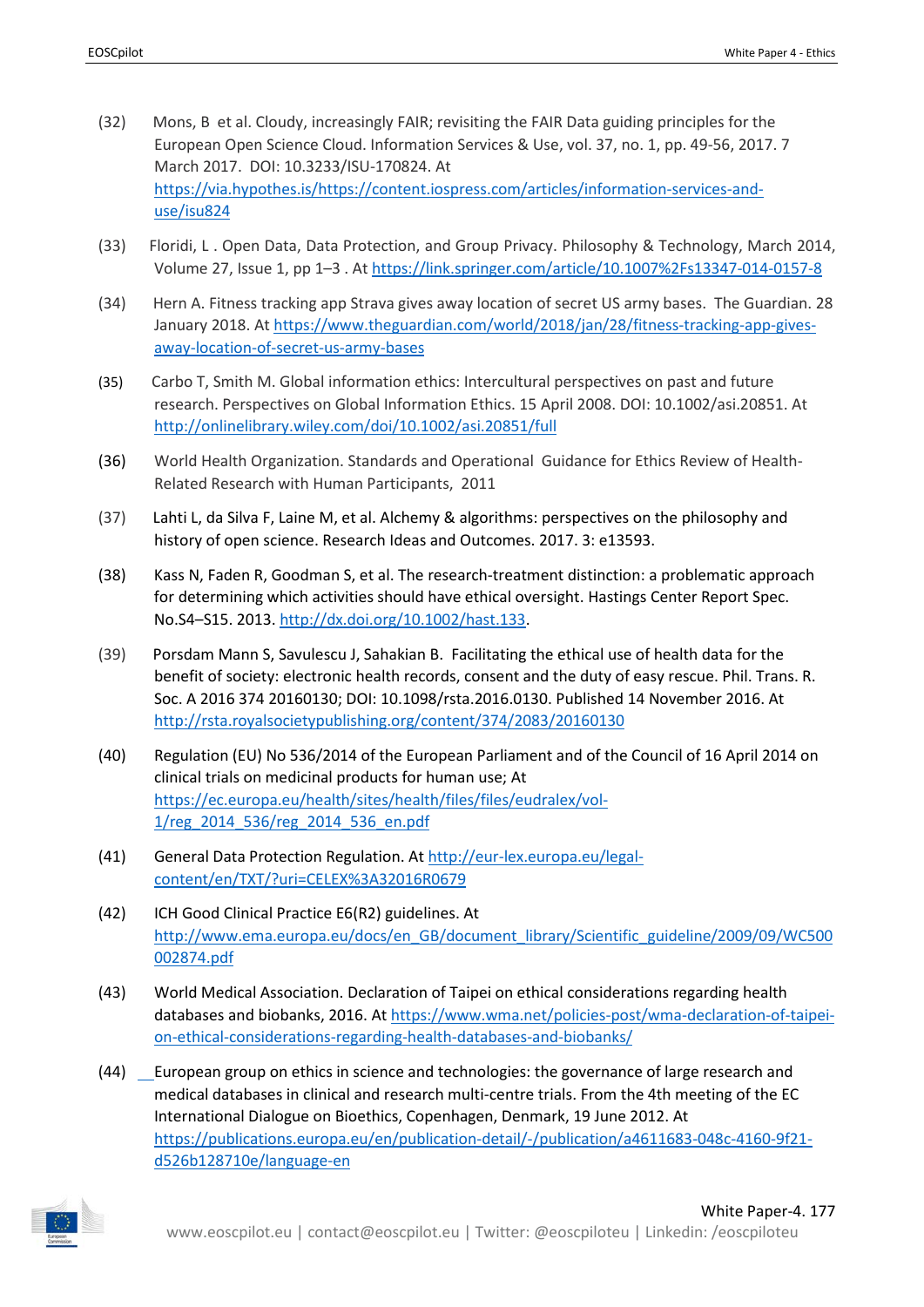(32) Mons, B et al. Cloudy, increasingly FAIR; revisiting the FAIR Data guiding principles for the European Open Science Cloud. Information Services & Use, vol. 37, no. 1, pp. 49-56, 2017. 7 March 2017. DOI: 10.3233/ISU-170824. At https://via.hypothes.is/https://content.iospress.com/articles/information-services-and-use/isu824

(33) Floridi, L . Open Data, Data Protection, and Group Privacy. Philosophy & Technology, March 2014, Volume 27, Issue 1, pp 1–3 . At https://link.springer.com/article/10.1007%2Fs13347-014-0157-8

(34) Hern A. Fitness tracking app Strava gives away location of secret US army bases. The Guardian. 28 January 2018. At https://www.theguardian.com/world/2018/jan/28/fitness-tracking-app-gives-away-location-of-secret-us-army-bases

(35) Carbo T, Smith M. Global information ethics: Intercultural perspectives on past and future research. Perspectives on Global Information Ethics. 15 April 2008. DOI: 10.1002/asi.20851. At http://onlinelibrary.wiley.com/doi/10.1002/asi.20851/full

(36) World Health Organization. Standards and Operational Guidance for Ethics Review of Health-Related Research with Human Participants, 2011

(37) Lahti L, da Silva F, Laine M, et al. Alchemy & algorithms: perspectives on the philosophy and history of open science. Research Ideas and Outcomes. 2017. 3: e13593.

(38) Kass N, Faden R, Goodman S, et al. The research-treatment distinction: a problematic approach for determining which activities should have ethical oversight. Hastings Center Report Spec. No.S4–S15. 2013. http://dx.doi.org/10.1002/hast.133.

(39) Porsdam Mann S, Savulescu J, Sahakian B. Facilitating the ethical use of health data for the benefit of society: electronic health records, consent and the duty of easy rescue. Phil. Trans. R. Soc. A 2016 374 20160130; DOI: 10.1098/rsta.2016.0130. Published 14 November 2016. At http://rsta.royalsocietypublishing.org/content/374/2083/20160130

(40) Regulation (EU) No 536/2014 of the European Parliament and of the Council of 16 April 2014 on clinical trials on medicinal products for human use; At https://ec.europa.eu/health/sites/health/files/files/eudralex/vol-1/reg_2014_536/reg_2014_536_en.pdf

(41) General Data Protection Regulation. At http://eur-lex.europa.eu/legal-content/en/TXT/?uri=CELEX%3A32016R0679

(42) ICH Good Clinical Practice E6(R2) guidelines. At http://www.ema.europa.eu/docs/en_GB/document_library/Scientific_guideline/2009/09/WC500002874.pdf

(43) World Medical Association. Declaration of Taipei on ethical considerations regarding health databases and biobanks, 2016. At https://www.wma.net/policies-post/wma-declaration-of-taipei-on-ethical-considerations-regarding-health-databases-and-biobanks/

(44) European group on ethics in science and technologies: the governance of large research and medical databases in clinical and research multi-centre trials. From the 4th meeting of the EC International Dialogue on Bioethics, Copenhagen, Denmark, 19 June 2012. At https://publications.europa.eu/en/publication-detail/-/publication/a4611683-048c-4160-9f21-d526b128710e/language-en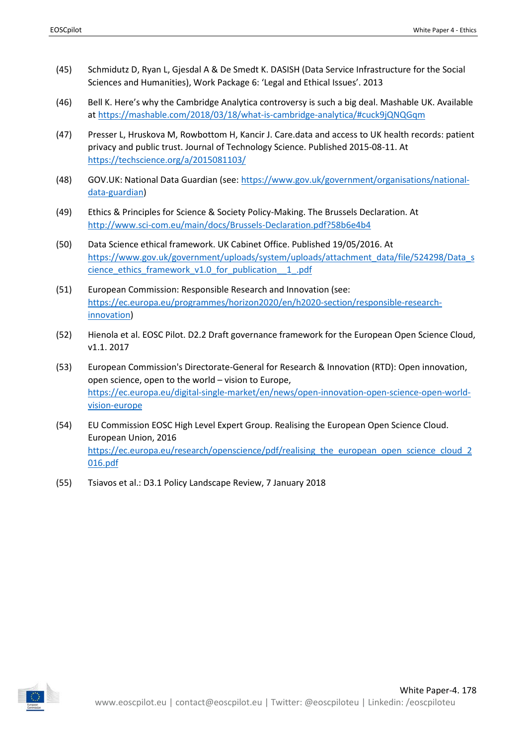(45) Schmidutz D, Ryan L, Gjesdal A & De Smedt K. DASISH (Data Service Infrastructure for the Social Sciences and Humanities), Work Package 6: 'Legal and Ethical Issues'. 2013

(46) Bell K. Here's why the Cambridge Analytica controversy is such a big deal. Mashable UK. Available at https://mashable.com/2018/03/18/what-is-cambridge-analytica/#cuck9jQNQGqm

(47) Presser L, Hruskova M, Rowbottom H, Kancir J. Care.data and access to UK health records: patient privacy and public trust. Journal of Technology Science. Published 2015-08-11. At https://techscience.org/a/2015081103/

(48) GOV.UK: National Data Guardian (see: https://www.gov.uk/government/organisations/national-data-guardian)

(49) Ethics & Principles for Science & Society Policy-Making. The Brussels Declaration. At http://www.sci-com.eu/main/docs/Brussels-Declaration.pdf?58b6e4b4

(50) Data Science ethical framework. UK Cabinet Office. Published 19/05/2016. At https://www.gov.uk/government/uploads/system/uploads/attachment_data/file/524298/Data_science_ethics_framework_v1.0_for_publication__1_.pdf

(51) European Commission: Responsible Research and Innovation (see: https://ec.europa.eu/programmes/horizon2020/en/h2020-section/responsible-research-innovation)

(52) Hienola et al. EOSC Pilot. D2.2 Draft governance framework for the European Open Science Cloud, v1.1. 2017

(53) European Commission's Directorate-General for Research & Innovation (RTD): Open innovation, open science, open to the world – vision to Europe, https://ec.europa.eu/digital-single-market/en/news/open-innovation-open-science-open-world-vision-europe

(54) EU Commission EOSC High Level Expert Group. Realising the European Open Science Cloud. European Union, 2016 https://ec.europa.eu/research/openscience/pdf/realising_the_european_open_science_cloud_2016.pdf

(55) Tsiavos et al.: D3.1 Policy Landscape Review, 7 January 2018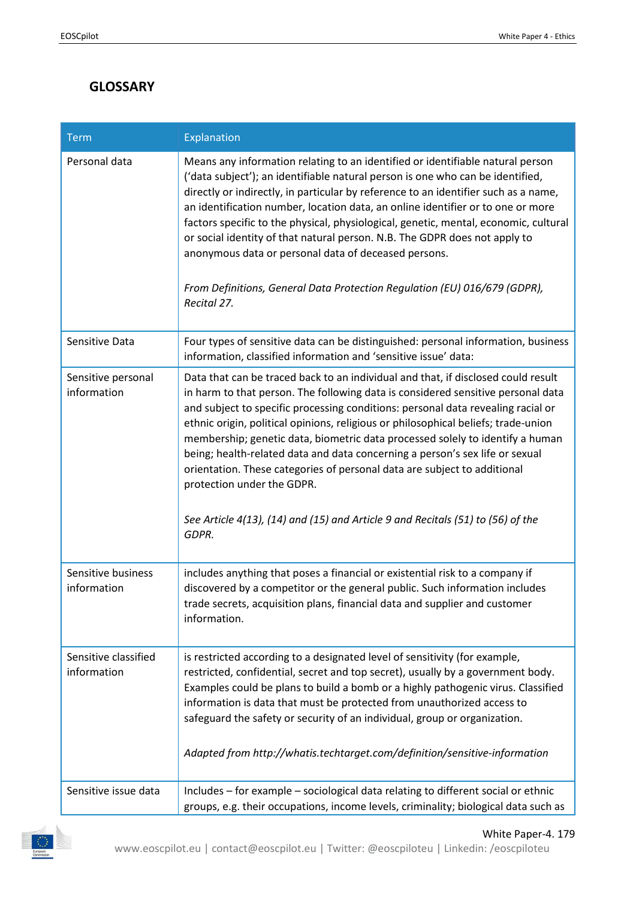# GLOSSARY

| Term | Explanation |
|---|---|
| Personal data | Means any information relating to an identified or identifiable natural person ('data subject'); an identifiable natural person is one who can be identified, directly or indirectly, in particular by reference to an identifier such as a name, an identification number, location data, an online identifier or to one or more factors specific to the physical, physiological, genetic, mental, economic, cultural or social identity of that natural person. N.B. The GDPR does not apply to anonymous data or personal data of deceased persons. *From Definitions, General Data Protection Regulation (EU) 016/679 (GDPR), Recital 27.* |
| Sensitive Data | Four types of sensitive data can be distinguished: personal information, business information, classified information and 'sensitive issue' data: |
| Sensitive personal information | Data that can be traced back to an individual and that, if disclosed could result in harm to that person. The following data is considered sensitive personal data and subject to specific processing conditions: personal data revealing racial or ethnic origin, political opinions, religious or philosophical beliefs; trade-union membership; genetic data, biometric data processed solely to identify a human being; health-related data and data concerning a person's sex life or sexual orientation. These categories of personal data are subject to additional protection under the GDPR. *See Article 4(13), (14) and (15) and Article 9 and Recitals (51) to (56) of the GDPR.* |
| Sensitive business information | includes anything that poses a financial or existential risk to a company if discovered by a competitor or the general public. Such information includes trade secrets, acquisition plans, financial data and supplier and customer information. |
| Sensitive classified information | is restricted according to a designated level of sensitivity (for example, restricted, confidential, secret and top secret), usually by a government body. Examples could be plans to build a bomb or a highly pathogenic virus. Classified information is data that must be protected from unauthorized access to safeguard the safety or security of an individual, group or organization. *Adapted from http://whatis.techtarget.com/definition/sensitive-information* |
| Sensitive issue data | Includes – for example – sociological data relating to different social or ethnic groups, e.g. their occupations, income levels, criminality; biological data such as |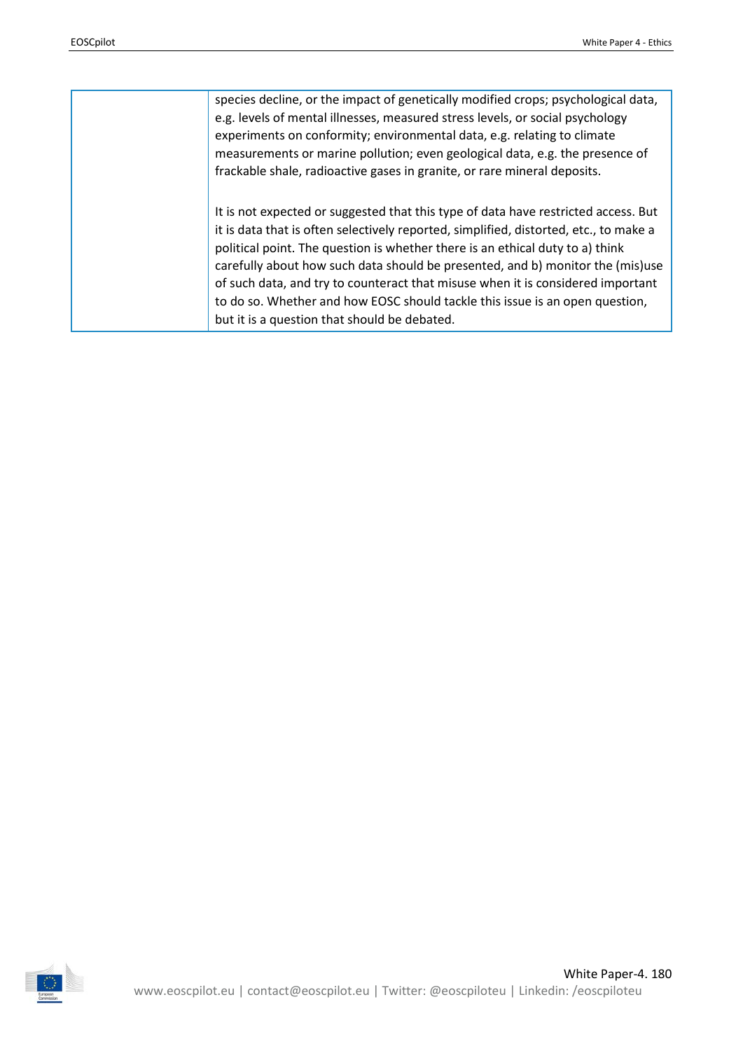| | |
| --- | --- |
| | species decline, or the impact of genetically modified crops; psychological data, e.g. levels of mental illnesses, measured stress levels, or social psychology experiments on conformity; environmental data, e.g. relating to climate measurements or marine pollution; even geological data, e.g. the presence of frackable shale, radioactive gases in granite, or rare mineral deposits.<br><br>It is not expected or suggested that this type of data have restricted access. But it is data that is often selectively reported, simplified, distorted, etc., to make a political point. The question is whether there is an ethical duty to a) think carefully about how such data should be presented, and b) monitor the (mis)use of such data, and try to counteract that misuse when it is considered important to do so. Whether and how EOSC should tackle this issue is an open question, but it is a question that should be debated. |